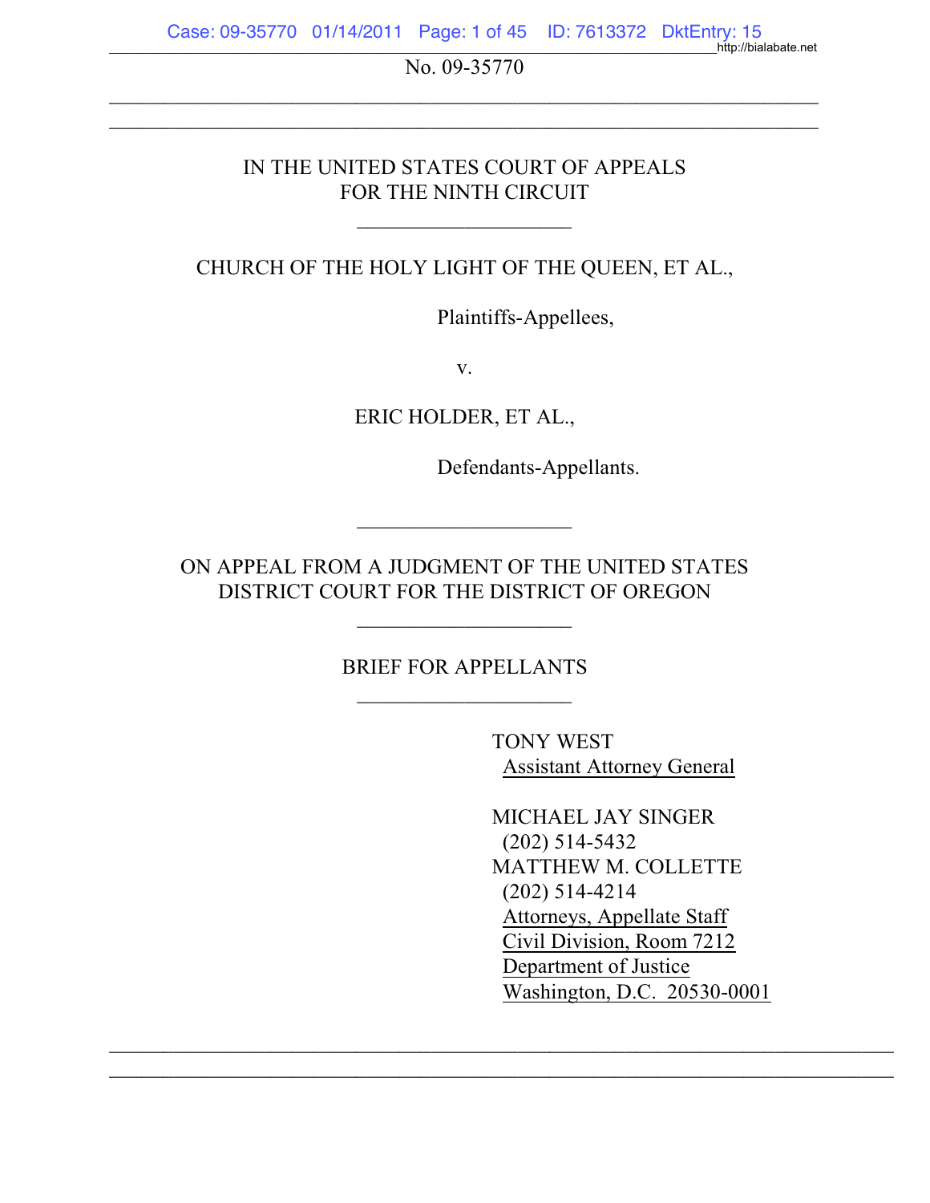No. 09-35770

---

IN THE UNITED STATES COURT OF APPEALS
FOR THE NINTH CIRCUIT

---

CHURCH OF THE HOLY LIGHT OF THE QUEEN, ET AL.,

Plaintiffs-Appellees,

v.

ERIC HOLDER, ET AL.,

Defendants-Appellants.

---

ON APPEAL FROM A JUDGMENT OF THE UNITED STATES
DISTRICT COURT FOR THE DISTRICT OF OREGON

---

BRIEF FOR APPELLANTS

---

TONY WEST
Assistant Attorney General

MICHAEL JAY SINGER
(202) 514-5432
MATTHEW M. COLLETTE
(202) 514-4214
Attorneys, Appellate Staff
Civil Division, Room 7212
Department of Justice
Washington, D.C. 20530-0001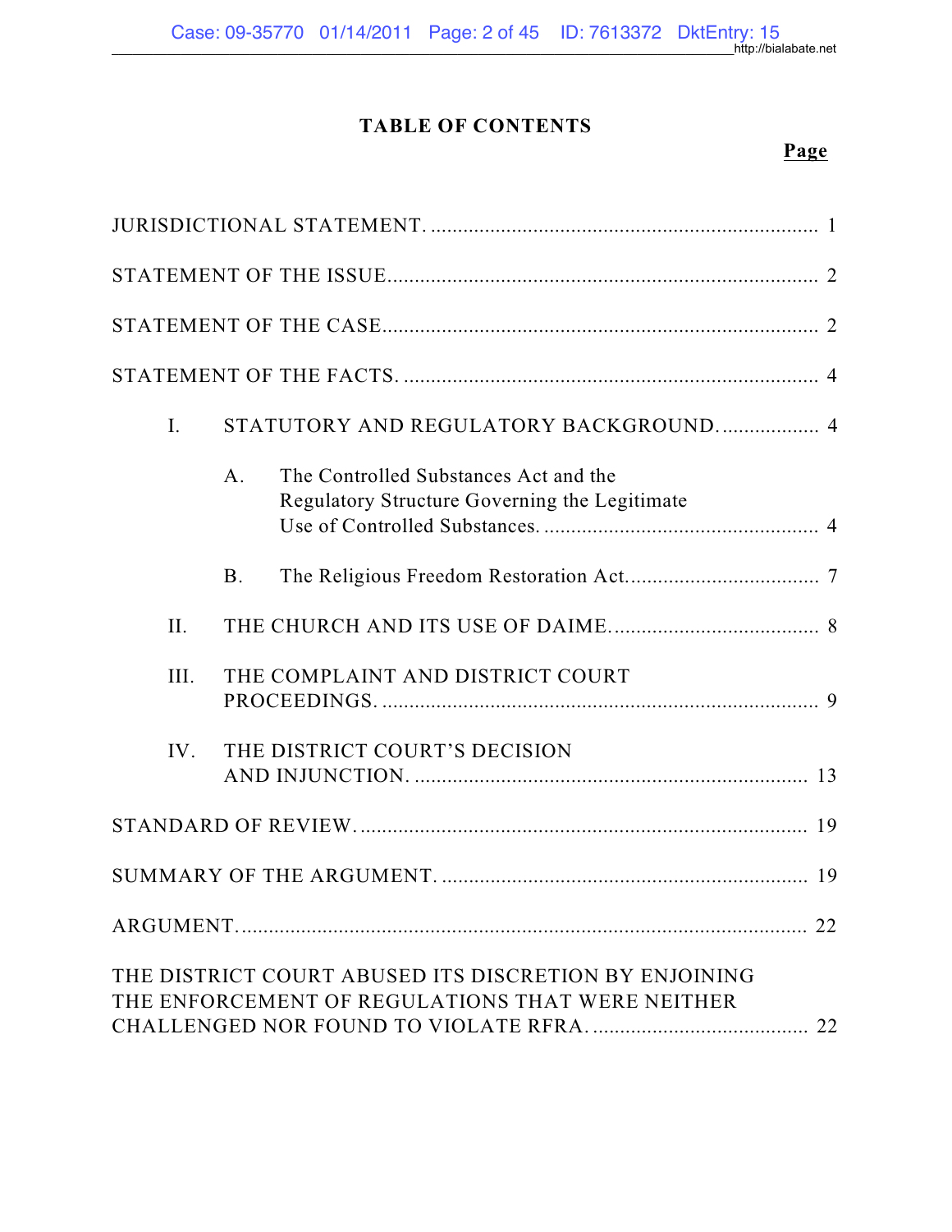# TABLE OF CONTENTS

**Page**

JURISDICTIONAL STATEMENT. .......................................................................... 1

STATEMENT OF THE ISSUE................................................................................ 2

STATEMENT OF THE CASE................................................................................ 2

STATEMENT OF THE FACTS. ............................................................................ 4

I. STATUTORY AND REGULATORY BACKGROUND. .................. 4

A. The Controlled Substances Act and the Regulatory Structure Governing the Legitimate Use of Controlled Substances. .................................................. 4

B. The Religious Freedom Restoration Act................................... 7

II. THE CHURCH AND ITS USE OF DAIME....................................... 8

III. THE COMPLAINT AND DISTRICT COURT PROCEEDINGS. ............................................................................... 9

IV. THE DISTRICT COURT'S DECISION AND INJUNCTION. ........................................................................ 13

STANDARD OF REVIEW.................................................................................... 19

SUMMARY OF THE ARGUMENT. .................................................................... 19

ARGUMENT.......................................................................................................... 22

THE DISTRICT COURT ABUSED ITS DISCRETION BY ENJOINING THE ENFORCEMENT OF REGULATIONS THAT WERE NEITHER CHALLENGED NOR FOUND TO VIOLATE RFRA. ........................................ 22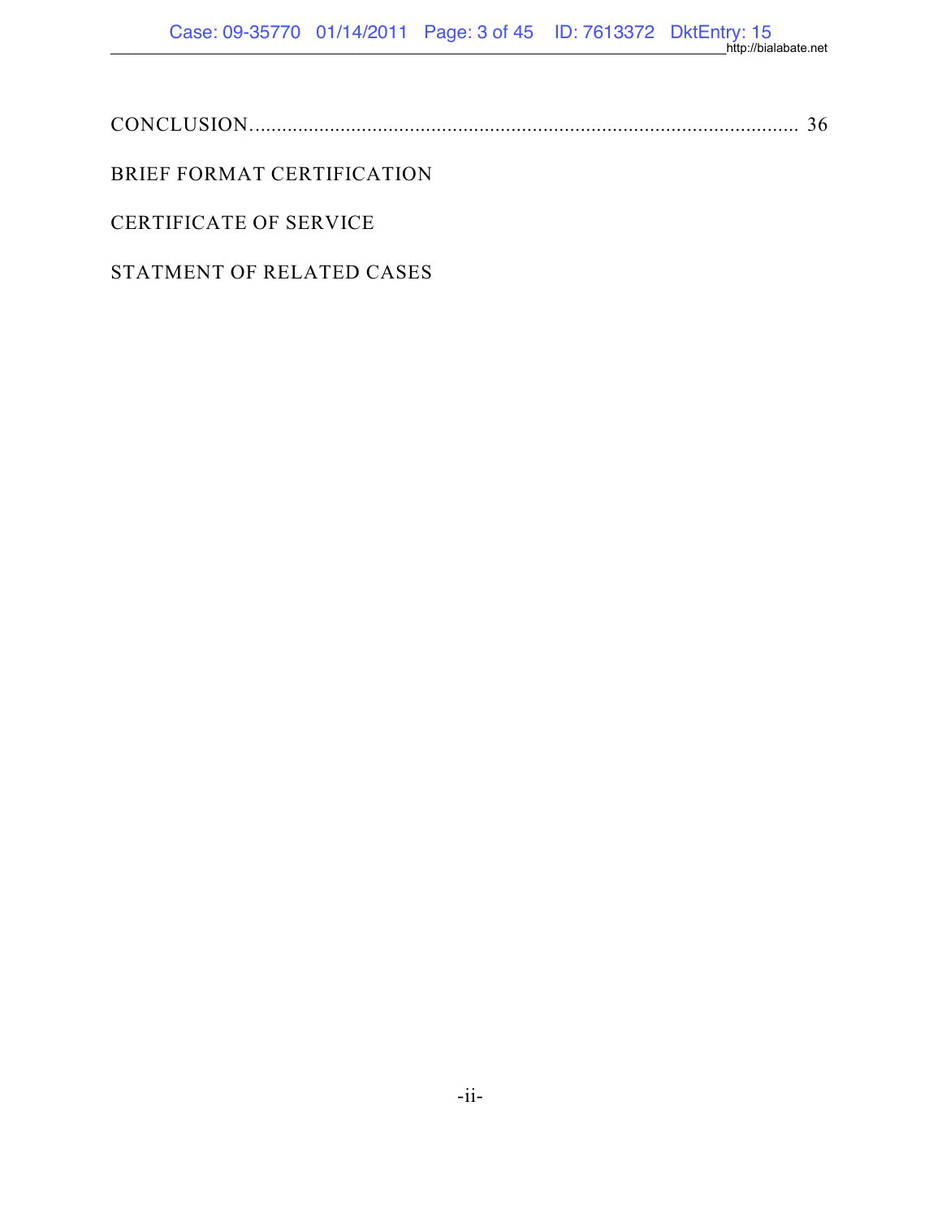CONCLUSION....................................................................................................... 36

BRIEF FORMAT CERTIFICATION

CERTIFICATE OF SERVICE

STATMENT OF RELATED CASES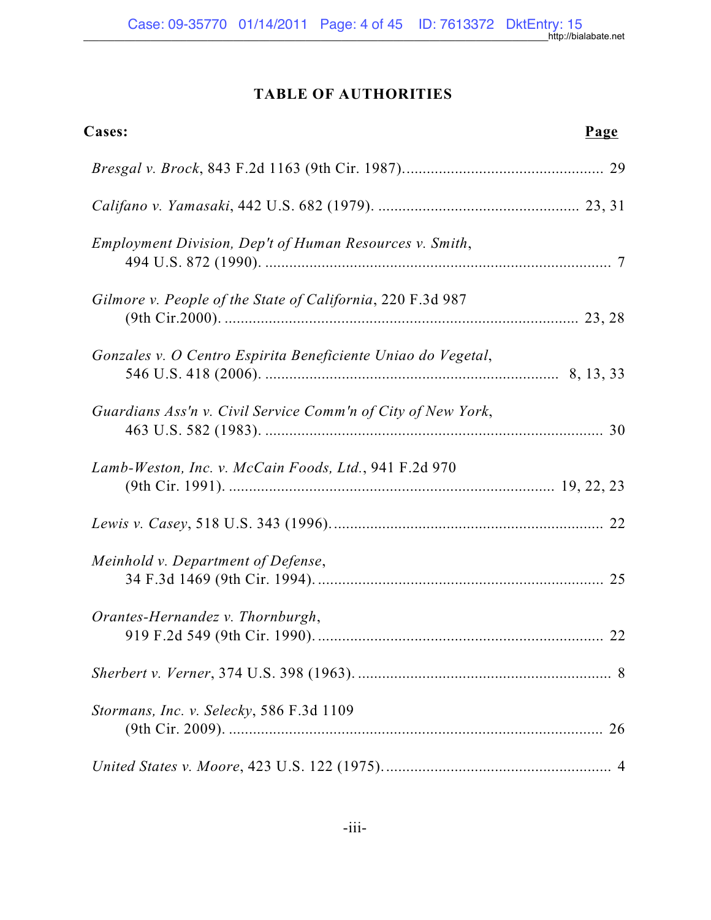# TABLE OF AUTHORITIES

**Cases:** **Page**

*Bresgal v. Brock*, 843 F.2d 1163 (9th Cir. 1987)................................................ 29

*Califano v. Yamasaki*, 442 U.S. 682 (1979). ................................................ 23, 31

*Employment Division, Dep't of Human Resources v. Smith*, 494 U.S. 872 (1990). ...................................................................................... 7

*Gilmore v. People of the State of California*, 220 F.3d 987 (9th Cir.2000). ....................................................................................... 23, 28

*Gonzales v. O Centro Espirita Beneficiente Uniao do Vegetal*, 546 U.S. 418 (2006). ......................................................................... 8, 13, 33

*Guardians Ass'n v. Civil Service Comm'n of City of New York*, 463 U.S. 582 (1983). .................................................................................... 30

*Lamb-Weston, Inc. v. McCain Foods, Ltd.*, 941 F.2d 970 (9th Cir. 1991). ................................................................................ 19, 22, 23

*Lewis v. Casey*, 518 U.S. 343 (1996).................................................................. 22

*Meinhold v. Department of Defense*, 34 F.3d 1469 (9th Cir. 1994)....................................................................... 25

*Orantes-Hernandez v. Thornburgh*, 919 F.2d 549 (9th Cir. 1990)....................................................................... 22

*Sherbert v. Verner*, 374 U.S. 398 (1963). ............................................................. 8

*Stormans, Inc. v. Selecky*, 586 F.3d 1109 (9th Cir. 2009). ............................................................................................ 26

*United States v. Moore*, 423 U.S. 122 (1975)........................................................ 4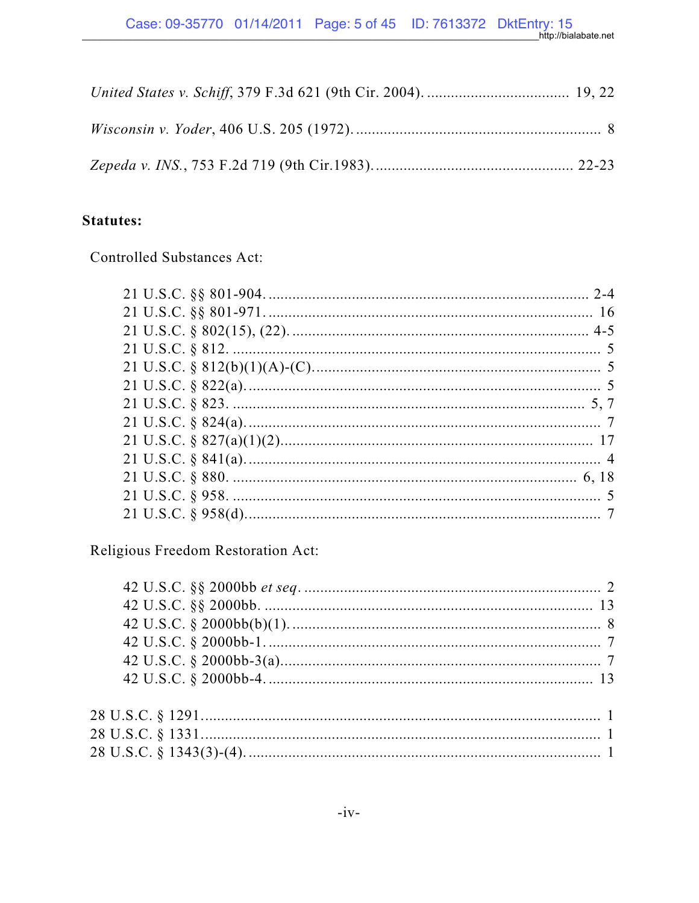*United States v. Schiff*, 379 F.3d 621 (9th Cir. 2004). .................................... 19, 22

*Wisconsin v. Yoder*, 406 U.S. 205 (1972). ............................................................ 8

*Zepeda v. INS.*, 753 F.2d 719 (9th Cir.1983). .................................................. 22-23

**Statutes:**

Controlled Substances Act:

21 U.S.C. §§ 801-904. ............................................................................... 2-4
21 U.S.C. §§ 801-971. ............................................................................... 16
21 U.S.C. § 802(15), (22). .......................................................................... 4-5
21 U.S.C. § 812. ........................................................................................... 5
21 U.S.C. § 812(b)(1)(A)-(C). ........................................................................ 5
21 U.S.C. § 822(a). ........................................................................................ 5
21 U.S.C. § 823. ........................................................................................ 5, 7
21 U.S.C. § 824(a). ........................................................................................ 7
21 U.S.C. § 827(a)(1)(2). ............................................................................. 17
21 U.S.C. § 841(a). ........................................................................................ 4
21 U.S.C. § 880. ..................................................................................... 6, 18
21 U.S.C. § 958. ........................................................................................... 5
21 U.S.C. § 958(d). ........................................................................................ 7

Religious Freedom Restoration Act:

42 U.S.C. §§ 2000bb *et seq*. .......................................................................... 2
42 U.S.C. §§ 2000bb. .................................................................................. 13
42 U.S.C. § 2000bb(b)(1). ............................................................................. 8
42 U.S.C. § 2000bb-1. .................................................................................... 7
42 U.S.C. § 2000bb-3(a). ............................................................................... 7
42 U.S.C. § 2000bb-4. .................................................................................. 13

28 U.S.C. § 1291 .............................................................................................. 1
28 U.S.C. § 1331 .............................................................................................. 1
28 U.S.C. § 1343(3)-(4). .................................................................................. 1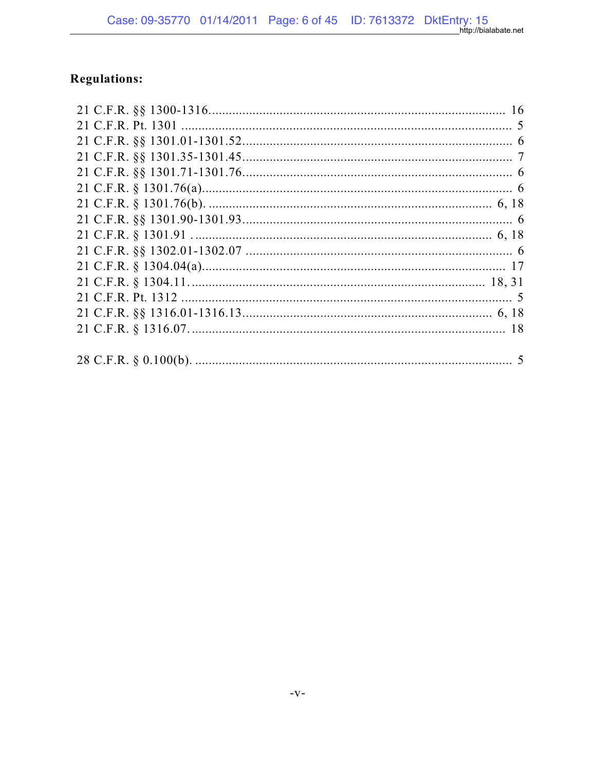**Regulations:**

21 C.F.R. §§ 1300-1316........................................................................................ 16
21 C.F.R. Pt. 1301 ................................................................................................... 5
21 C.F.R. §§ 1301.01-1301.52................................................................................ 6
21 C.F.R. §§ 1301.35-1301.45................................................................................ 7
21 C.F.R. §§ 1301.71-1301.76................................................................................ 6
21 C.F.R. § 1301.76(a)............................................................................................ 6
21 C.F.R. § 1301.76(b). ..................................................................................... 6, 18
21 C.F.R. §§ 1301.90-1301.93................................................................................ 6
21 C.F.R. § 1301.91 ......................................................................................... 6, 18
21 C.F.R. §§ 1302.01-1302.07 ............................................................................... 6
21 C.F.R. § 1304.04(a)......................................................................................... 17
21 C.F.R. § 1304.11. ....................................................................................... 18, 31
21 C.F.R. Pt. 1312 ................................................................................................... 5
21 C.F.R. §§ 1316.01-1316.13.......................................................................... 6, 18
21 C.F.R. § 1316.07. ............................................................................................. 18

28 C.F.R. § 0.100(b). .............................................................................................. 5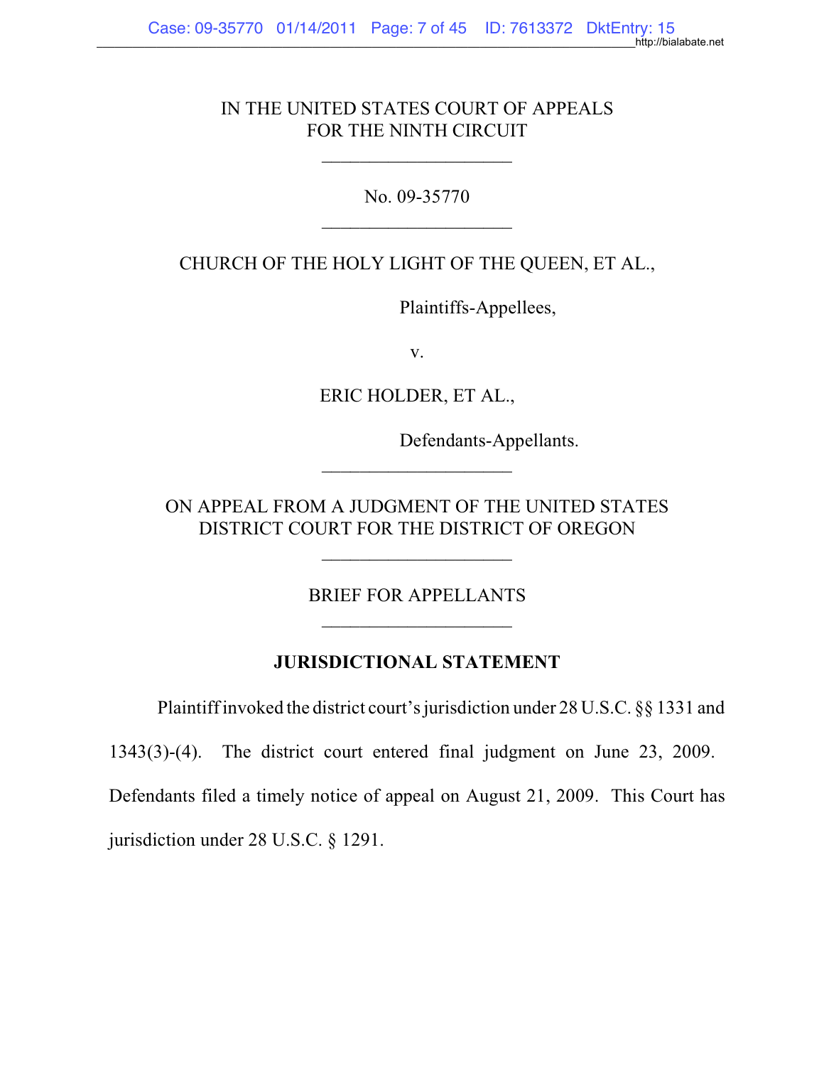IN THE UNITED STATES COURT OF APPEALS
FOR THE NINTH CIRCUIT

---

No. 09-35770

---

CHURCH OF THE HOLY LIGHT OF THE QUEEN, ET AL.,

Plaintiffs-Appellees,

v.

ERIC HOLDER, ET AL.,

Defendants-Appellants.

---

ON APPEAL FROM A JUDGMENT OF THE UNITED STATES
DISTRICT COURT FOR THE DISTRICT OF OREGON

---

BRIEF FOR APPELLANTS

---

## JURISDICTIONAL STATEMENT

Plaintiff invoked the district court's jurisdiction under 28 U.S.C. §§ 1331 and 1343(3)-(4). The district court entered final judgment on June 23, 2009. Defendants filed a timely notice of appeal on August 21, 2009. This Court has jurisdiction under 28 U.S.C. § 1291.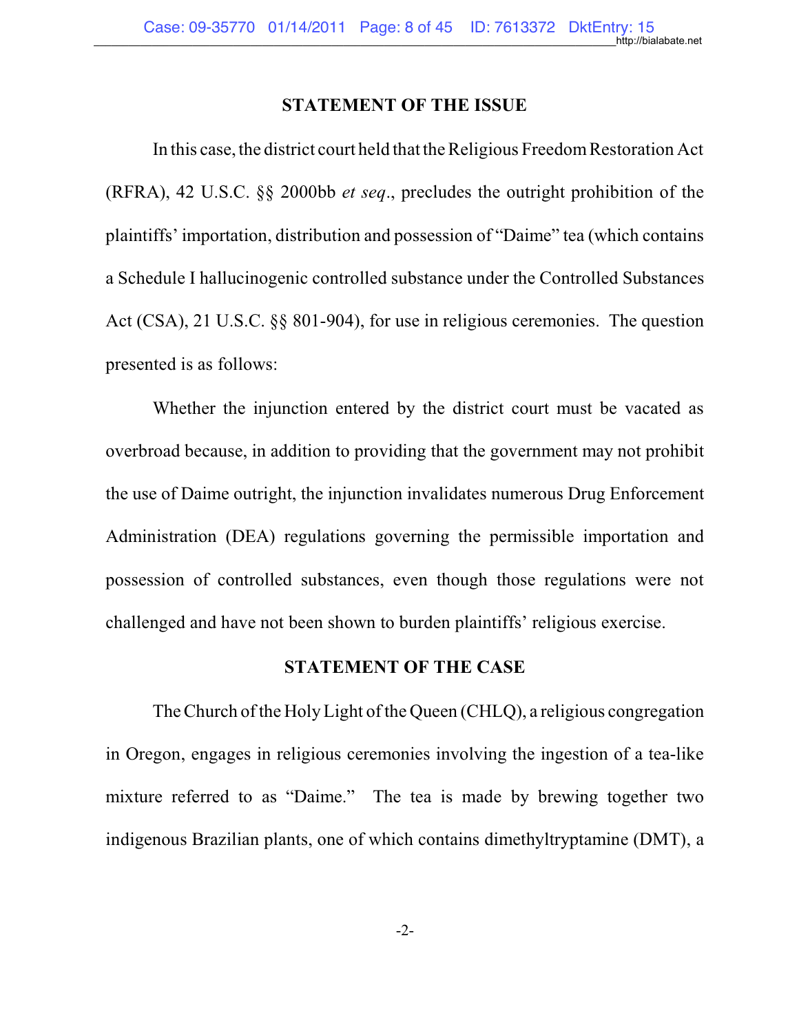## STATEMENT OF THE ISSUE

In this case, the district court held that the Religious Freedom Restoration Act (RFRA), 42 U.S.C. §§ 2000bb *et seq*., precludes the outright prohibition of the plaintiffs' importation, distribution and possession of "Daime" tea (which contains a Schedule I hallucinogenic controlled substance under the Controlled Substances Act (CSA), 21 U.S.C. §§ 801-904), for use in religious ceremonies. The question presented is as follows:

Whether the injunction entered by the district court must be vacated as overbroad because, in addition to providing that the government may not prohibit the use of Daime outright, the injunction invalidates numerous Drug Enforcement Administration (DEA) regulations governing the permissible importation and possession of controlled substances, even though those regulations were not challenged and have not been shown to burden plaintiffs' religious exercise.

## STATEMENT OF THE CASE

The Church of the Holy Light of the Queen (CHLQ), a religious congregation in Oregon, engages in religious ceremonies involving the ingestion of a tea-like mixture referred to as "Daime." The tea is made by brewing together two indigenous Brazilian plants, one of which contains dimethyltryptamine (DMT), a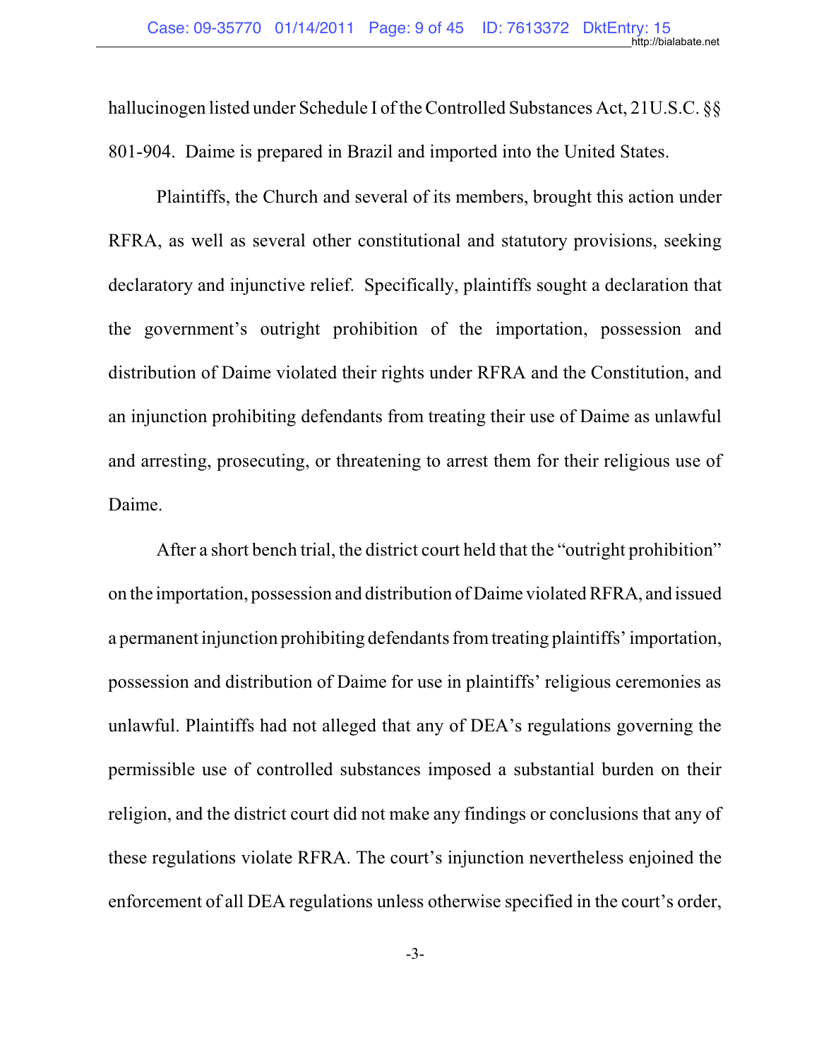hallucinogen listed under Schedule I of the Controlled Substances Act, 21U.S.C. §§ 801-904. Daime is prepared in Brazil and imported into the United States.

Plaintiffs, the Church and several of its members, brought this action under RFRA, as well as several other constitutional and statutory provisions, seeking declaratory and injunctive relief. Specifically, plaintiffs sought a declaration that the government's outright prohibition of the importation, possession and distribution of Daime violated their rights under RFRA and the Constitution, and an injunction prohibiting defendants from treating their use of Daime as unlawful and arresting, prosecuting, or threatening to arrest them for their religious use of Daime.

After a short bench trial, the district court held that the "outright prohibition" on the importation, possession and distribution of Daime violated RFRA, and issued a permanent injunction prohibiting defendants from treating plaintiffs' importation, possession and distribution of Daime for use in plaintiffs' religious ceremonies as unlawful. Plaintiffs had not alleged that any of DEA's regulations governing the permissible use of controlled substances imposed a substantial burden on their religion, and the district court did not make any findings or conclusions that any of these regulations violate RFRA. The court's injunction nevertheless enjoined the enforcement of all DEA regulations unless otherwise specified in the court's order,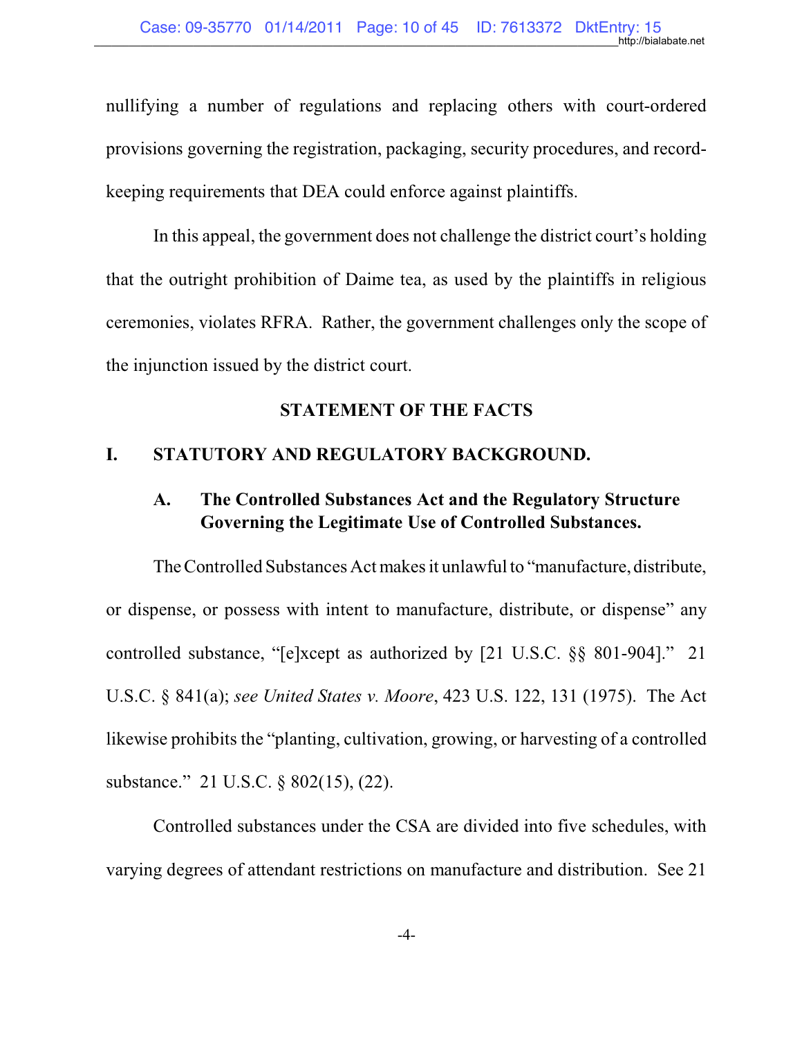nullifying a number of regulations and replacing others with court-ordered provisions governing the registration, packaging, security procedures, and record-keeping requirements that DEA could enforce against plaintiffs.

In this appeal, the government does not challenge the district court's holding that the outright prohibition of Daime tea, as used by the plaintiffs in religious ceremonies, violates RFRA. Rather, the government challenges only the scope of the injunction issued by the district court.

## STATEMENT OF THE FACTS

### I. STATUTORY AND REGULATORY BACKGROUND.

#### A. The Controlled Substances Act and the Regulatory Structure Governing the Legitimate Use of Controlled Substances.

The Controlled Substances Act makes it unlawful to "manufacture, distribute, or dispense, or possess with intent to manufacture, distribute, or dispense" any controlled substance, "[e]xcept as authorized by [21 U.S.C. §§ 801-904]." 21 U.S.C. § 841(a); *see United States v. Moore*, 423 U.S. 122, 131 (1975). The Act likewise prohibits the "planting, cultivation, growing, or harvesting of a controlled substance." 21 U.S.C. § 802(15), (22).

Controlled substances under the CSA are divided into five schedules, with varying degrees of attendant restrictions on manufacture and distribution. See 21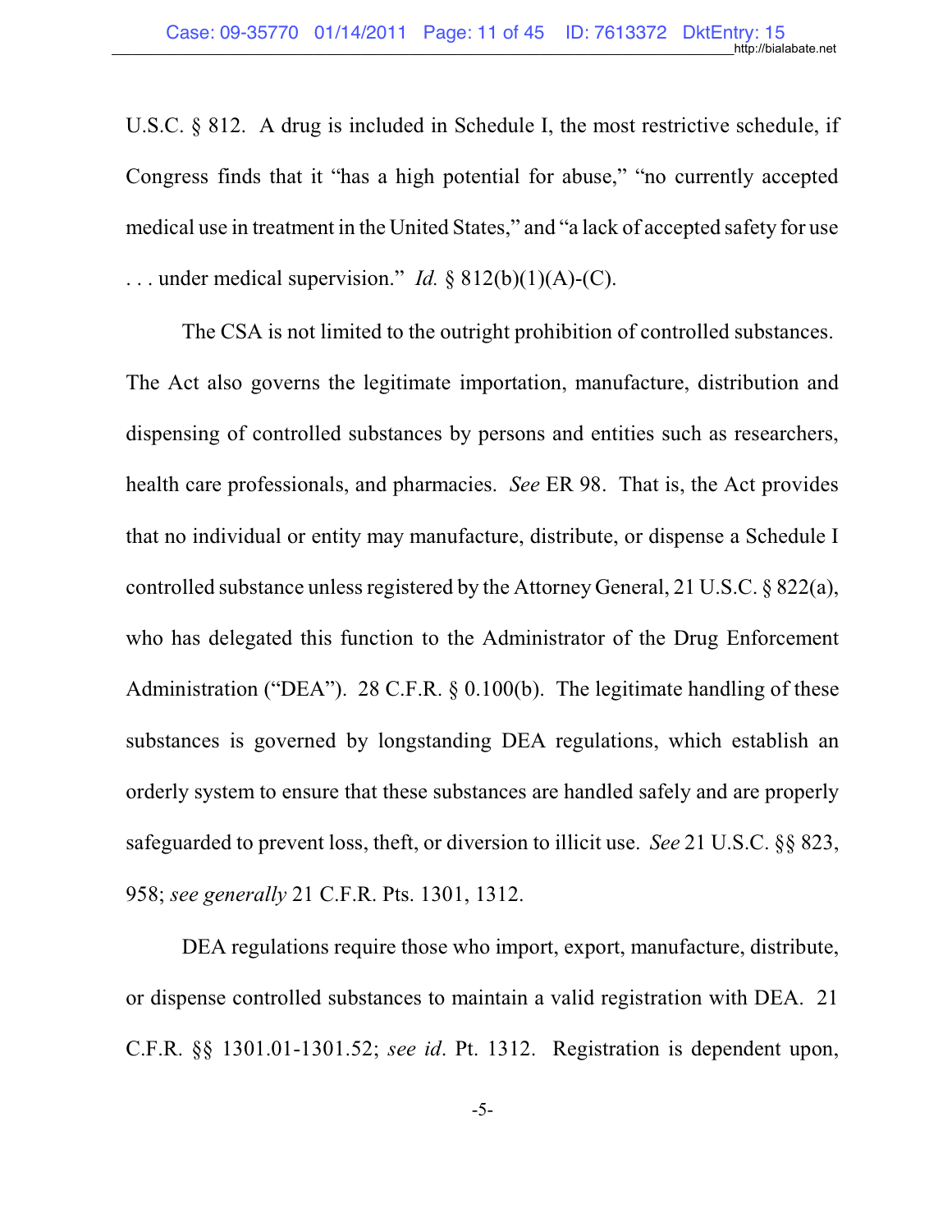U.S.C. § 812. A drug is included in Schedule I, the most restrictive schedule, if Congress finds that it "has a high potential for abuse," "no currently accepted medical use in treatment in the United States," and "a lack of accepted safety for use . . . under medical supervision." *Id.* § 812(b)(1)(A)-(C).

The CSA is not limited to the outright prohibition of controlled substances. The Act also governs the legitimate importation, manufacture, distribution and dispensing of controlled substances by persons and entities such as researchers, health care professionals, and pharmacies. *See* ER 98. That is, the Act provides that no individual or entity may manufacture, distribute, or dispense a Schedule I controlled substance unless registered by the Attorney General, 21 U.S.C. § 822(a), who has delegated this function to the Administrator of the Drug Enforcement Administration ("DEA"). 28 C.F.R. § 0.100(b). The legitimate handling of these substances is governed by longstanding DEA regulations, which establish an orderly system to ensure that these substances are handled safely and are properly safeguarded to prevent loss, theft, or diversion to illicit use. *See* 21 U.S.C. §§ 823, 958; *see generally* 21 C.F.R. Pts. 1301, 1312.

DEA regulations require those who import, export, manufacture, distribute, or dispense controlled substances to maintain a valid registration with DEA. 21 C.F.R. §§ 1301.01-1301.52; *see id*. Pt. 1312. Registration is dependent upon,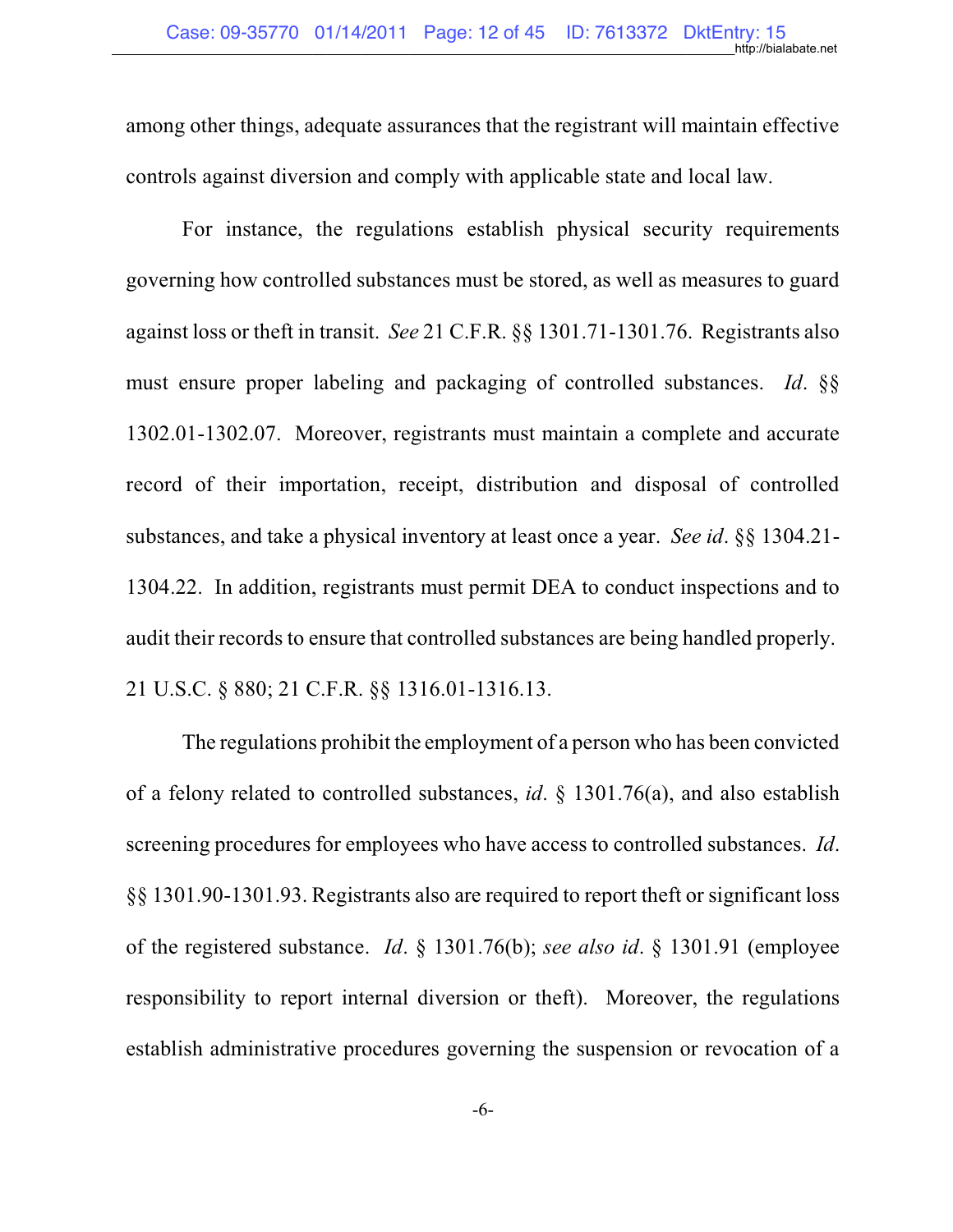among other things, adequate assurances that the registrant will maintain effective controls against diversion and comply with applicable state and local law.

For instance, the regulations establish physical security requirements governing how controlled substances must be stored, as well as measures to guard against loss or theft in transit. *See* 21 C.F.R. §§ 1301.71-1301.76. Registrants also must ensure proper labeling and packaging of controlled substances. *Id*. §§ 1302.01-1302.07. Moreover, registrants must maintain a complete and accurate record of their importation, receipt, distribution and disposal of controlled substances, and take a physical inventory at least once a year. *See id*. §§ 1304.21-1304.22. In addition, registrants must permit DEA to conduct inspections and to audit their records to ensure that controlled substances are being handled properly. 21 U.S.C. § 880; 21 C.F.R. §§ 1316.01-1316.13.

The regulations prohibit the employment of a person who has been convicted of a felony related to controlled substances, *id*. § 1301.76(a), and also establish screening procedures for employees who have access to controlled substances. *Id*. §§ 1301.90-1301.93. Registrants also are required to report theft or significant loss of the registered substance. *Id*. § 1301.76(b); *see also id*. § 1301.91 (employee responsibility to report internal diversion or theft). Moreover, the regulations establish administrative procedures governing the suspension or revocation of a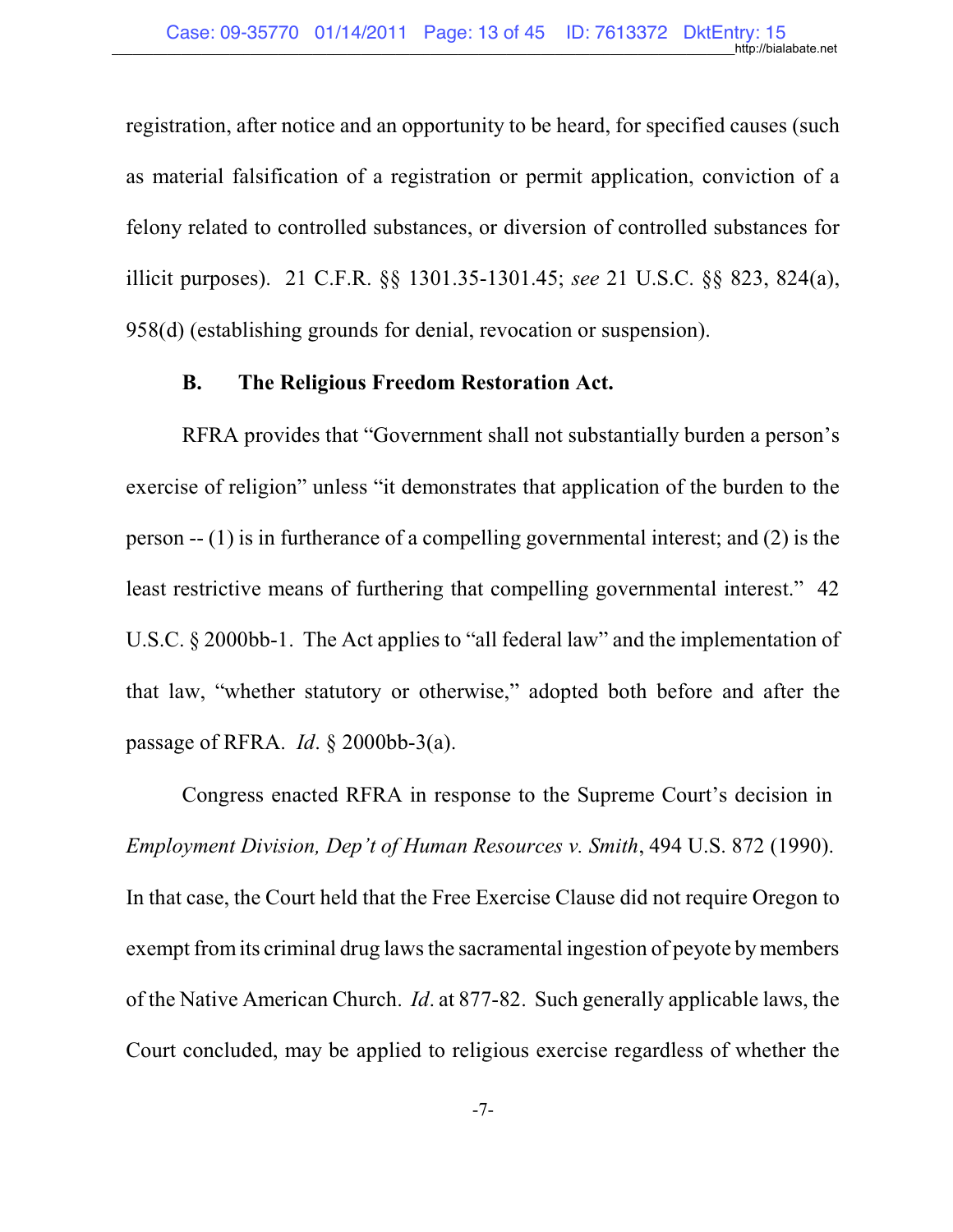registration, after notice and an opportunity to be heard, for specified causes (such as material falsification of a registration or permit application, conviction of a felony related to controlled substances, or diversion of controlled substances for illicit purposes). 21 C.F.R. §§ 1301.35-1301.45; *see* 21 U.S.C. §§ 823, 824(a), 958(d) (establishing grounds for denial, revocation or suspension).

**B. The Religious Freedom Restoration Act.**

RFRA provides that "Government shall not substantially burden a person's exercise of religion" unless "it demonstrates that application of the burden to the person -- (1) is in furtherance of a compelling governmental interest; and (2) is the least restrictive means of furthering that compelling governmental interest." 42 U.S.C. § 2000bb-1. The Act applies to "all federal law" and the implementation of that law, "whether statutory or otherwise," adopted both before and after the passage of RFRA. *Id*. § 2000bb-3(a).

Congress enacted RFRA in response to the Supreme Court's decision in *Employment Division, Dep't of Human Resources v. Smith*, 494 U.S. 872 (1990). In that case, the Court held that the Free Exercise Clause did not require Oregon to exempt from its criminal drug laws the sacramental ingestion of peyote by members of the Native American Church. *Id*. at 877-82. Such generally applicable laws, the Court concluded, may be applied to religious exercise regardless of whether the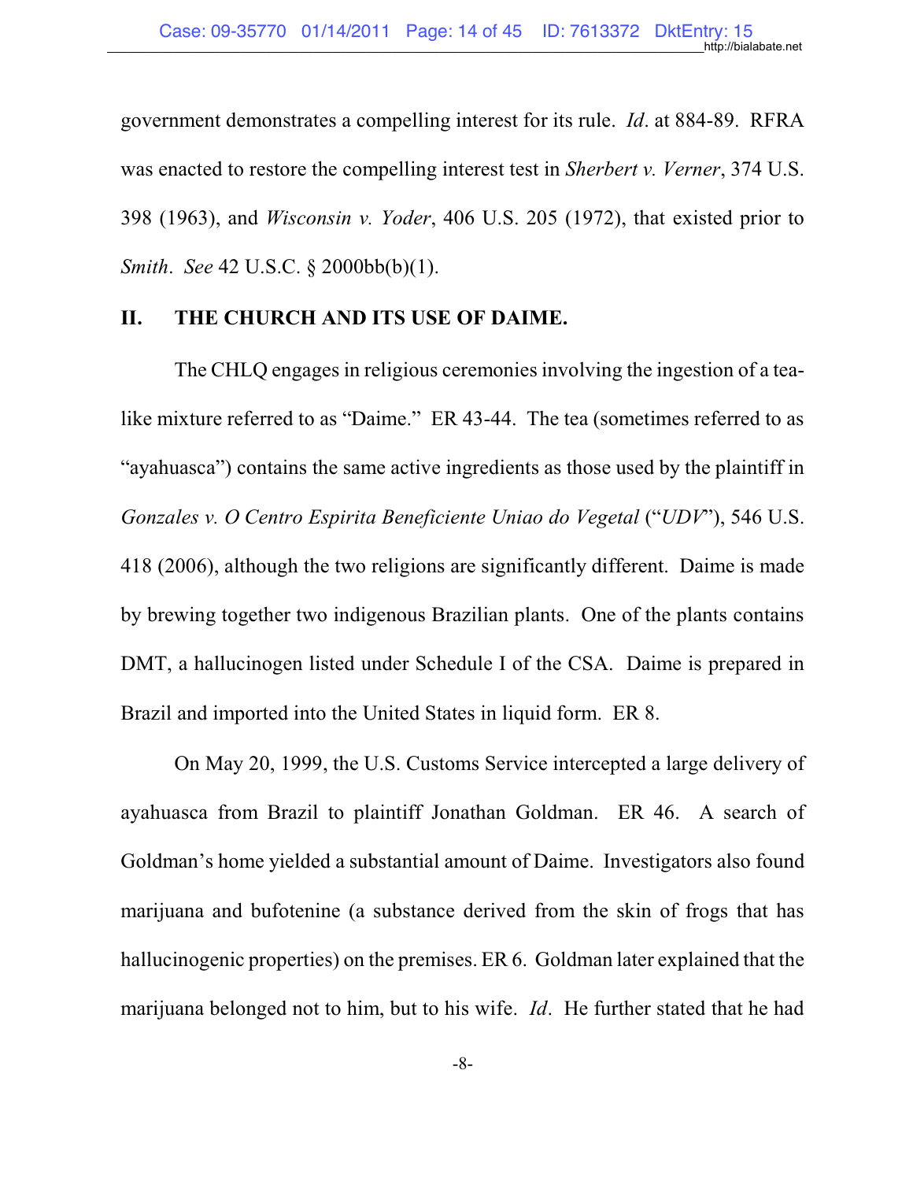government demonstrates a compelling interest for its rule. *Id*. at 884-89. RFRA was enacted to restore the compelling interest test in *Sherbert v. Verner*, 374 U.S. 398 (1963), and *Wisconsin v. Yoder*, 406 U.S. 205 (1972), that existed prior to *Smith*. *See* 42 U.S.C. § 2000bb(b)(1).

## II. THE CHURCH AND ITS USE OF DAIME.

The CHLQ engages in religious ceremonies involving the ingestion of a tea-like mixture referred to as "Daime." ER 43-44. The tea (sometimes referred to as "ayahuasca") contains the same active ingredients as those used by the plaintiff in *Gonzales v. O Centro Espirita Beneficiente Uniao do Vegetal* ("*UDV*"), 546 U.S. 418 (2006), although the two religions are significantly different. Daime is made by brewing together two indigenous Brazilian plants. One of the plants contains DMT, a hallucinogen listed under Schedule I of the CSA. Daime is prepared in Brazil and imported into the United States in liquid form. ER 8.

On May 20, 1999, the U.S. Customs Service intercepted a large delivery of ayahuasca from Brazil to plaintiff Jonathan Goldman. ER 46. A search of Goldman's home yielded a substantial amount of Daime. Investigators also found marijuana and bufotenine (a substance derived from the skin of frogs that has hallucinogenic properties) on the premises. ER 6. Goldman later explained that the marijuana belonged not to him, but to his wife. *Id*. He further stated that he had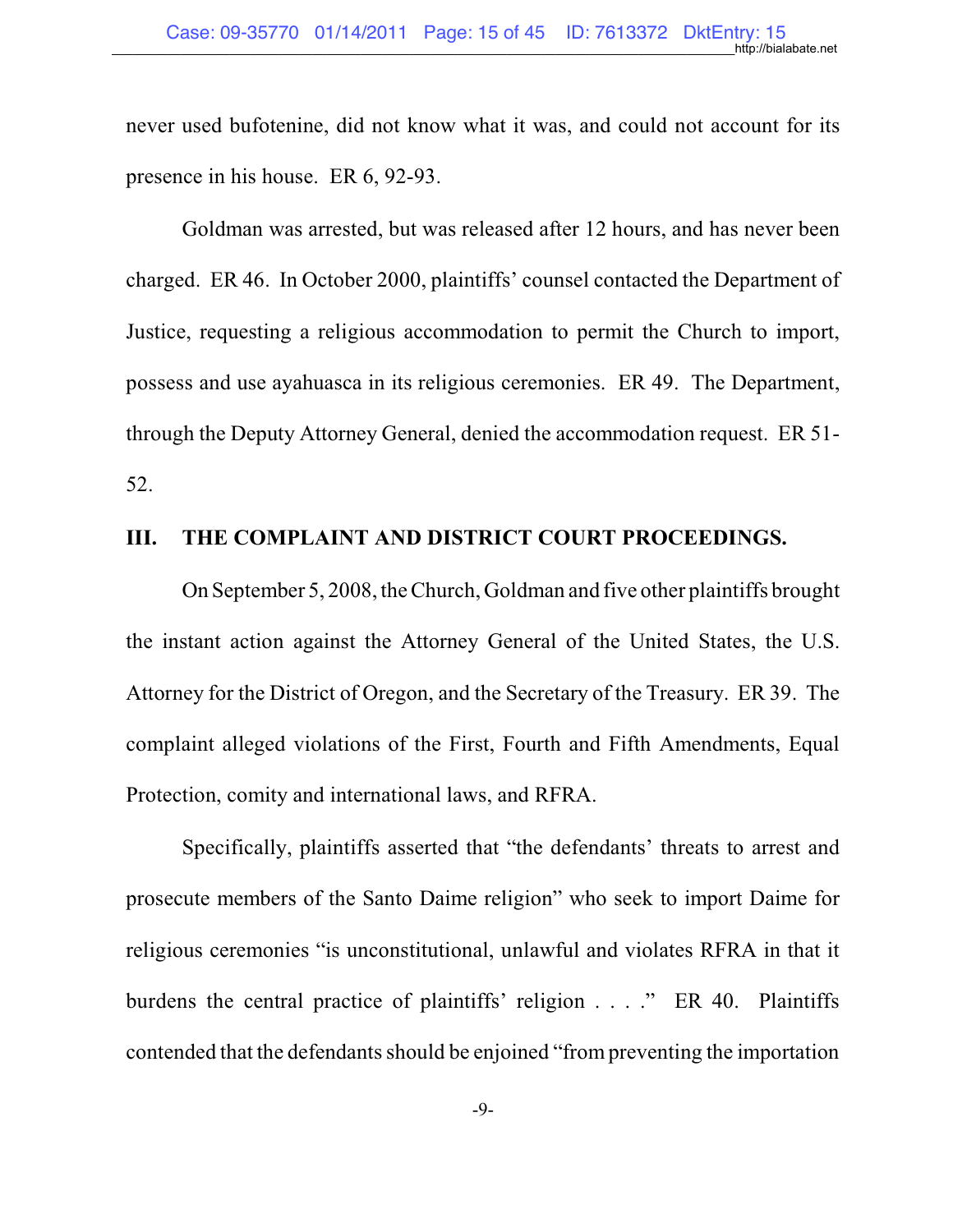never used bufotenine, did not know what it was, and could not account for its presence in his house. ER 6, 92-93.

Goldman was arrested, but was released after 12 hours, and has never been charged. ER 46. In October 2000, plaintiffs' counsel contacted the Department of Justice, requesting a religious accommodation to permit the Church to import, possess and use ayahuasca in its religious ceremonies. ER 49. The Department, through the Deputy Attorney General, denied the accommodation request. ER 51-52.

## III. THE COMPLAINT AND DISTRICT COURT PROCEEDINGS.

On September 5, 2008, the Church, Goldman and five other plaintiffs brought the instant action against the Attorney General of the United States, the U.S. Attorney for the District of Oregon, and the Secretary of the Treasury. ER 39. The complaint alleged violations of the First, Fourth and Fifth Amendments, Equal Protection, comity and international laws, and RFRA.

Specifically, plaintiffs asserted that "the defendants' threats to arrest and prosecute members of the Santo Daime religion" who seek to import Daime for religious ceremonies "is unconstitutional, unlawful and violates RFRA in that it burdens the central practice of plaintiffs' religion . . . ." ER 40. Plaintiffs contended that the defendants should be enjoined "from preventing the importation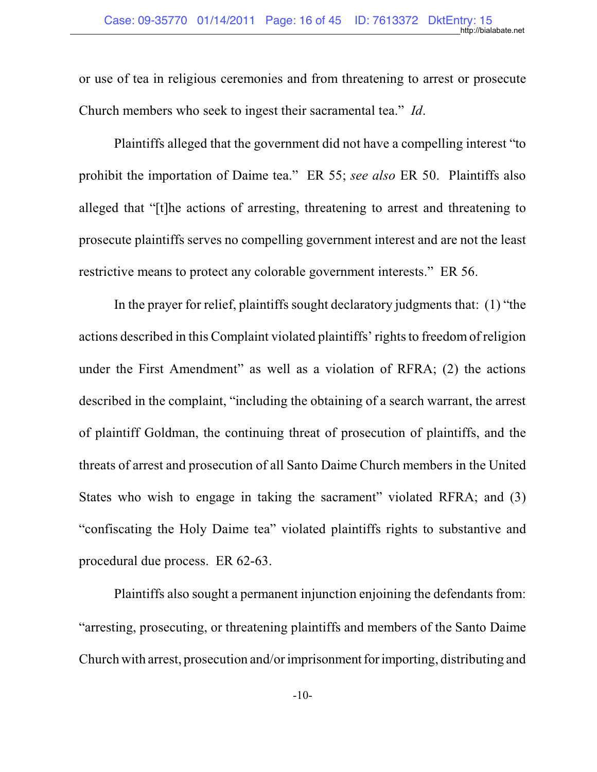or use of tea in religious ceremonies and from threatening to arrest or prosecute Church members who seek to ingest their sacramental tea." *Id*.

Plaintiffs alleged that the government did not have a compelling interest "to prohibit the importation of Daime tea." ER 55; *see also* ER 50. Plaintiffs also alleged that "[t]he actions of arresting, threatening to arrest and threatening to prosecute plaintiffs serves no compelling government interest and are not the least restrictive means to protect any colorable government interests." ER 56.

In the prayer for relief, plaintiffs sought declaratory judgments that: (1) "the actions described in this Complaint violated plaintiffs' rights to freedom of religion under the First Amendment" as well as a violation of RFRA; (2) the actions described in the complaint, "including the obtaining of a search warrant, the arrest of plaintiff Goldman, the continuing threat of prosecution of plaintiffs, and the threats of arrest and prosecution of all Santo Daime Church members in the United States who wish to engage in taking the sacrament" violated RFRA; and (3) "confiscating the Holy Daime tea" violated plaintiffs rights to substantive and procedural due process. ER 62-63.

Plaintiffs also sought a permanent injunction enjoining the defendants from: "arresting, prosecuting, or threatening plaintiffs and members of the Santo Daime Church with arrest, prosecution and/or imprisonment for importing, distributing and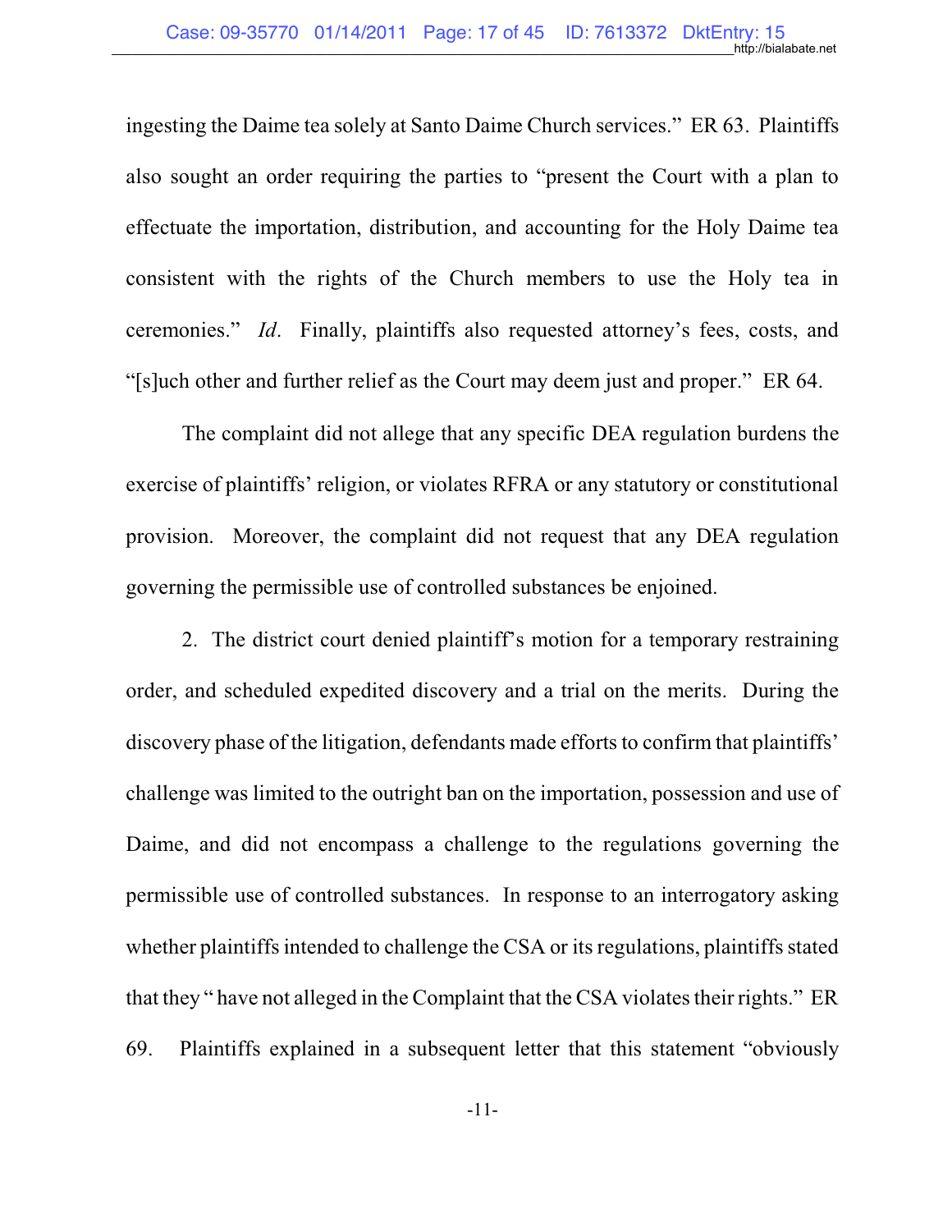ingesting the Daime tea solely at Santo Daime Church services." ER 63. Plaintiffs also sought an order requiring the parties to "present the Court with a plan to effectuate the importation, distribution, and accounting for the Holy Daime tea consistent with the rights of the Church members to use the Holy tea in ceremonies." *Id*. Finally, plaintiffs also requested attorney's fees, costs, and "[s]uch other and further relief as the Court may deem just and proper." ER 64.

The complaint did not allege that any specific DEA regulation burdens the exercise of plaintiffs' religion, or violates RFRA or any statutory or constitutional provision. Moreover, the complaint did not request that any DEA regulation governing the permissible use of controlled substances be enjoined.

2. The district court denied plaintiff's motion for a temporary restraining order, and scheduled expedited discovery and a trial on the merits. During the discovery phase of the litigation, defendants made efforts to confirm that plaintiffs' challenge was limited to the outright ban on the importation, possession and use of Daime, and did not encompass a challenge to the regulations governing the permissible use of controlled substances. In response to an interrogatory asking whether plaintiffs intended to challenge the CSA or its regulations, plaintiffs stated that they " have not alleged in the Complaint that the CSA violates their rights." ER 69. Plaintiffs explained in a subsequent letter that this statement "obviously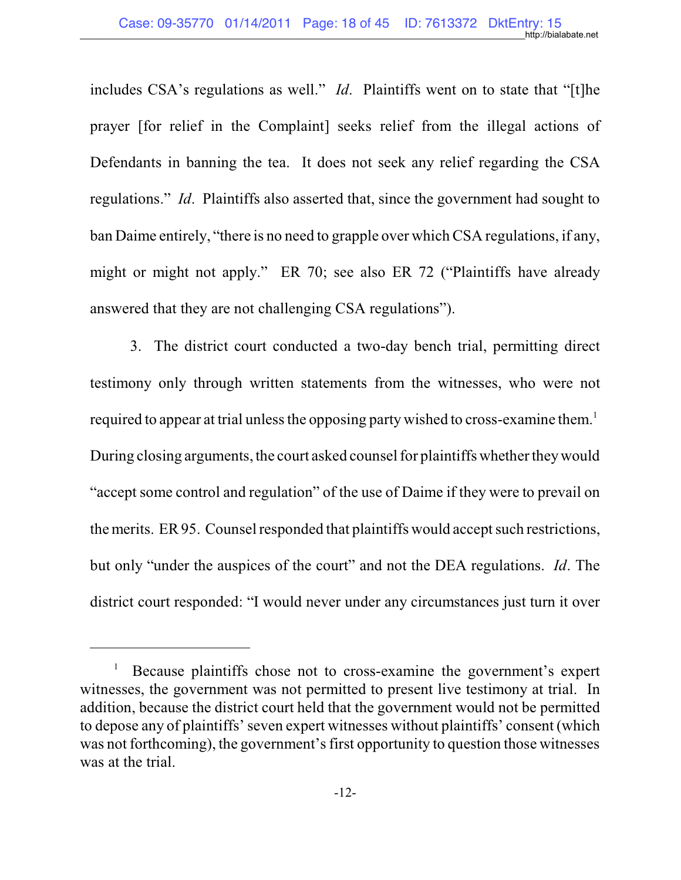includes CSA's regulations as well." *Id*. Plaintiffs went on to state that "[t]he prayer [for relief in the Complaint] seeks relief from the illegal actions of Defendants in banning the tea. It does not seek any relief regarding the CSA regulations." *Id*. Plaintiffs also asserted that, since the government had sought to ban Daime entirely, "there is no need to grapple over which CSA regulations, if any, might or might not apply." ER 70; see also ER 72 ("Plaintiffs have already answered that they are not challenging CSA regulations").

3. The district court conducted a two-day bench trial, permitting direct testimony only through written statements from the witnesses, who were not required to appear at trial unless the opposing party wished to cross-examine them.[1] During closing arguments, the court asked counsel for plaintiffs whether they would "accept some control and regulation" of the use of Daime if they were to prevail on the merits. ER 95. Counsel responded that plaintiffs would accept such restrictions, but only "under the auspices of the court" and not the DEA regulations. *Id*. The district court responded: "I would never under any circumstances just turn it over

---

[1] Because plaintiffs chose not to cross-examine the government's expert witnesses, the government was not permitted to present live testimony at trial. In addition, because the district court held that the government would not be permitted to depose any of plaintiffs' seven expert witnesses without plaintiffs' consent (which was not forthcoming), the government's first opportunity to question those witnesses was at the trial.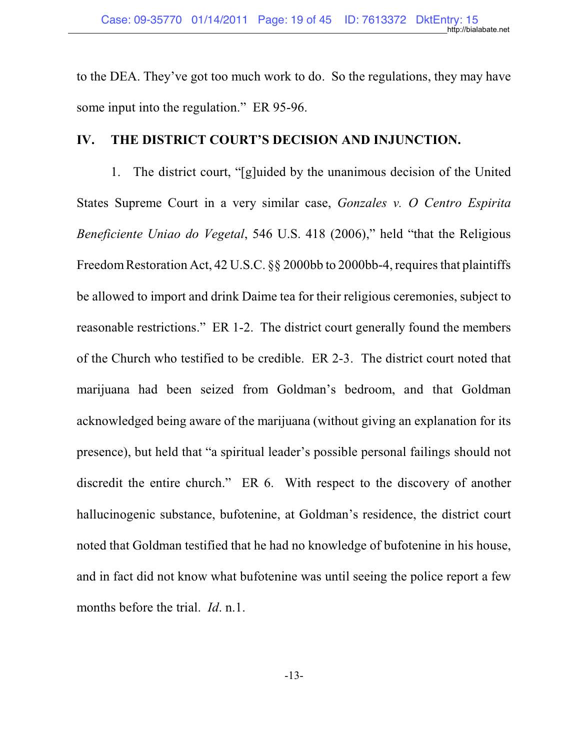to the DEA. They've got too much work to do. So the regulations, they may have some input into the regulation." ER 95-96.

## IV. THE DISTRICT COURT'S DECISION AND INJUNCTION.

1. The district court, "[g]uided by the unanimous decision of the United States Supreme Court in a very similar case, *Gonzales v. O Centro Espirita Beneficiente Uniao do Vegetal*, 546 U.S. 418 (2006)," held "that the Religious Freedom Restoration Act, 42 U.S.C. §§ 2000bb to 2000bb-4, requires that plaintiffs be allowed to import and drink Daime tea for their religious ceremonies, subject to reasonable restrictions." ER 1-2. The district court generally found the members of the Church who testified to be credible. ER 2-3. The district court noted that marijuana had been seized from Goldman's bedroom, and that Goldman acknowledged being aware of the marijuana (without giving an explanation for its presence), but held that "a spiritual leader's possible personal failings should not discredit the entire church." ER 6. With respect to the discovery of another hallucinogenic substance, bufotenine, at Goldman's residence, the district court noted that Goldman testified that he had no knowledge of bufotenine in his house, and in fact did not know what bufotenine was until seeing the police report a few months before the trial. *Id*. n.1.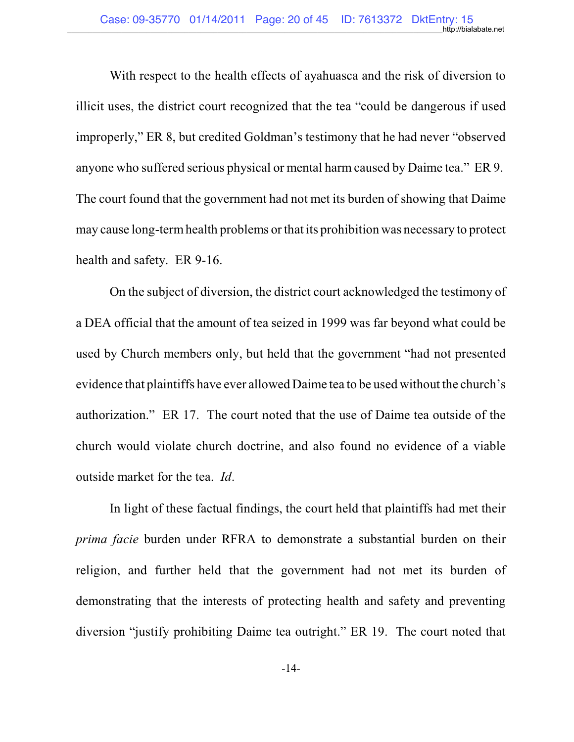With respect to the health effects of ayahuasca and the risk of diversion to illicit uses, the district court recognized that the tea "could be dangerous if used improperly," ER 8, but credited Goldman's testimony that he had never "observed anyone who suffered serious physical or mental harm caused by Daime tea." ER 9. The court found that the government had not met its burden of showing that Daime may cause long-term health problems or that its prohibition was necessary to protect health and safety. ER 9-16.

On the subject of diversion, the district court acknowledged the testimony of a DEA official that the amount of tea seized in 1999 was far beyond what could be used by Church members only, but held that the government "had not presented evidence that plaintiffs have ever allowed Daime tea to be used without the church's authorization." ER 17. The court noted that the use of Daime tea outside of the church would violate church doctrine, and also found no evidence of a viable outside market for the tea. *Id*.

In light of these factual findings, the court held that plaintiffs had met their *prima facie* burden under RFRA to demonstrate a substantial burden on their religion, and further held that the government had not met its burden of demonstrating that the interests of protecting health and safety and preventing diversion "justify prohibiting Daime tea outright." ER 19. The court noted that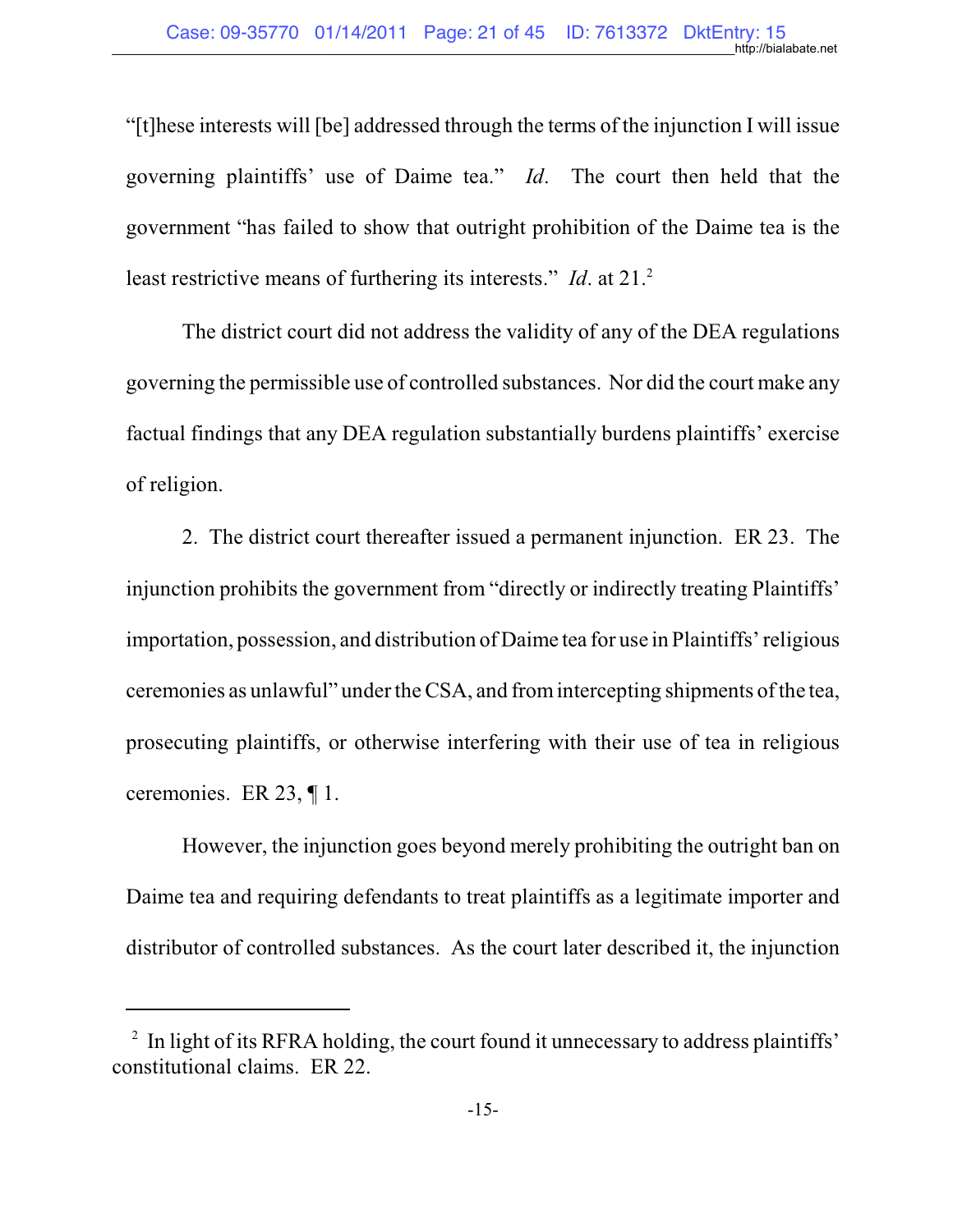"[t]hese interests will [be] addressed through the terms of the injunction I will issue governing plaintiffs' use of Daime tea." *Id*. The court then held that the government "has failed to show that outright prohibition of the Daime tea is the least restrictive means of furthering its interests." *Id*. at 21.[2]

The district court did not address the validity of any of the DEA regulations governing the permissible use of controlled substances. Nor did the court make any factual findings that any DEA regulation substantially burdens plaintiffs' exercise of religion.

2. The district court thereafter issued a permanent injunction. ER 23. The injunction prohibits the government from "directly or indirectly treating Plaintiffs' importation, possession, and distribution of Daime tea for use in Plaintiffs' religious ceremonies as unlawful" under the CSA, and from intercepting shipments of the tea, prosecuting plaintiffs, or otherwise interfering with their use of tea in religious ceremonies. ER 23, ¶ 1.

However, the injunction goes beyond merely prohibiting the outright ban on Daime tea and requiring defendants to treat plaintiffs as a legitimate importer and distributor of controlled substances. As the court later described it, the injunction

---

[2] In light of its RFRA holding, the court found it unnecessary to address plaintiffs' constitutional claims. ER 22.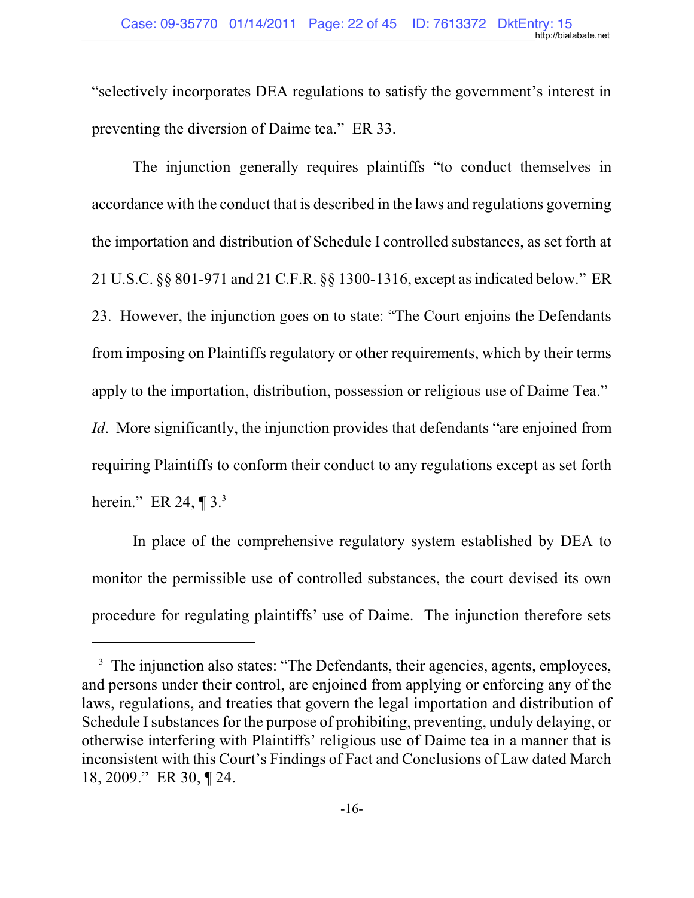"selectively incorporates DEA regulations to satisfy the government's interest in preventing the diversion of Daime tea." ER 33.

The injunction generally requires plaintiffs "to conduct themselves in accordance with the conduct that is described in the laws and regulations governing the importation and distribution of Schedule I controlled substances, as set forth at 21 U.S.C. §§ 801-971 and 21 C.F.R. §§ 1300-1316, except as indicated below." ER 23. However, the injunction goes on to state: "The Court enjoins the Defendants from imposing on Plaintiffs regulatory or other requirements, which by their terms apply to the importation, distribution, possession or religious use of Daime Tea." *Id*. More significantly, the injunction provides that defendants "are enjoined from requiring Plaintiffs to conform their conduct to any regulations except as set forth herein." ER 24, ¶ 3.[3]

In place of the comprehensive regulatory system established by DEA to monitor the permissible use of controlled substances, the court devised its own procedure for regulating plaintiffs' use of Daime. The injunction therefore sets

[3] The injunction also states: "The Defendants, their agencies, agents, employees, and persons under their control, are enjoined from applying or enforcing any of the laws, regulations, and treaties that govern the legal importation and distribution of Schedule I substances for the purpose of prohibiting, preventing, unduly delaying, or otherwise interfering with Plaintiffs' religious use of Daime tea in a manner that is inconsistent with this Court's Findings of Fact and Conclusions of Law dated March 18, 2009." ER 30, ¶ 24.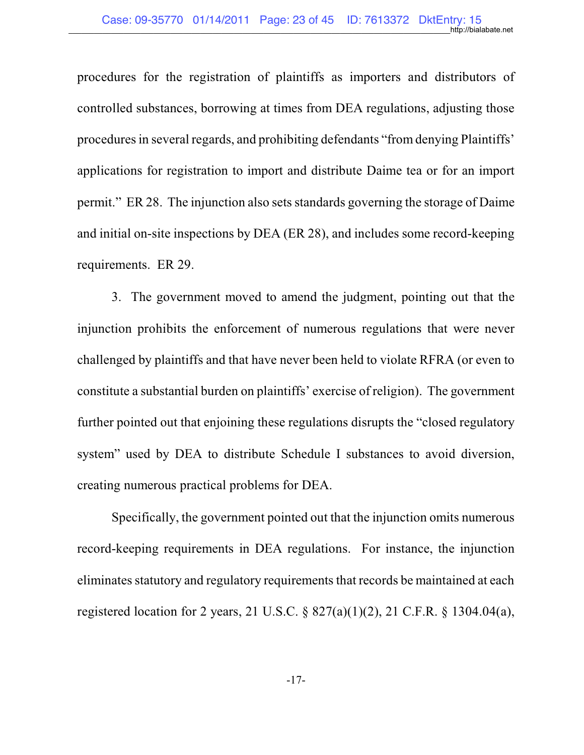procedures for the registration of plaintiffs as importers and distributors of controlled substances, borrowing at times from DEA regulations, adjusting those procedures in several regards, and prohibiting defendants "from denying Plaintiffs' applications for registration to import and distribute Daime tea or for an import permit." ER 28. The injunction also sets standards governing the storage of Daime and initial on-site inspections by DEA (ER 28), and includes some record-keeping requirements. ER 29.

3. The government moved to amend the judgment, pointing out that the injunction prohibits the enforcement of numerous regulations that were never challenged by plaintiffs and that have never been held to violate RFRA (or even to constitute a substantial burden on plaintiffs' exercise of religion). The government further pointed out that enjoining these regulations disrupts the "closed regulatory system" used by DEA to distribute Schedule I substances to avoid diversion, creating numerous practical problems for DEA.

Specifically, the government pointed out that the injunction omits numerous record-keeping requirements in DEA regulations. For instance, the injunction eliminates statutory and regulatory requirements that records be maintained at each registered location for 2 years, 21 U.S.C. § 827(a)(1)(2), 21 C.F.R. § 1304.04(a),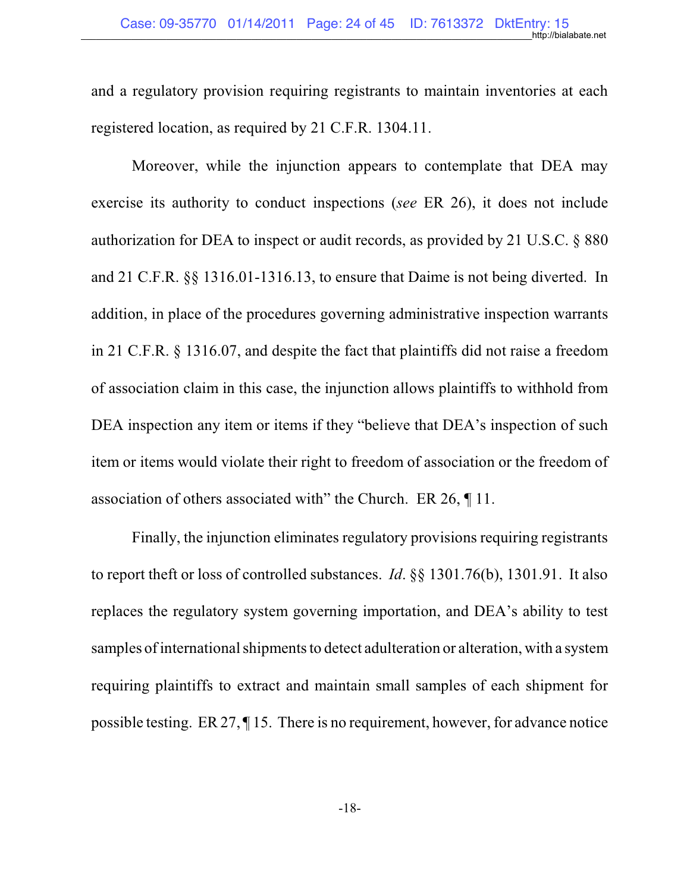and a regulatory provision requiring registrants to maintain inventories at each registered location, as required by 21 C.F.R. 1304.11.

Moreover, while the injunction appears to contemplate that DEA may exercise its authority to conduct inspections (*see* ER 26), it does not include authorization for DEA to inspect or audit records, as provided by 21 U.S.C. § 880 and 21 C.F.R. §§ 1316.01-1316.13, to ensure that Daime is not being diverted. In addition, in place of the procedures governing administrative inspection warrants in 21 C.F.R. § 1316.07, and despite the fact that plaintiffs did not raise a freedom of association claim in this case, the injunction allows plaintiffs to withhold from DEA inspection any item or items if they "believe that DEA's inspection of such item or items would violate their right to freedom of association or the freedom of association of others associated with" the Church. ER 26, ¶ 11.

Finally, the injunction eliminates regulatory provisions requiring registrants to report theft or loss of controlled substances. *Id.* §§ 1301.76(b), 1301.91. It also replaces the regulatory system governing importation, and DEA's ability to test samples of international shipments to detect adulteration or alteration, with a system requiring plaintiffs to extract and maintain small samples of each shipment for possible testing. ER 27, ¶ 15. There is no requirement, however, for advance notice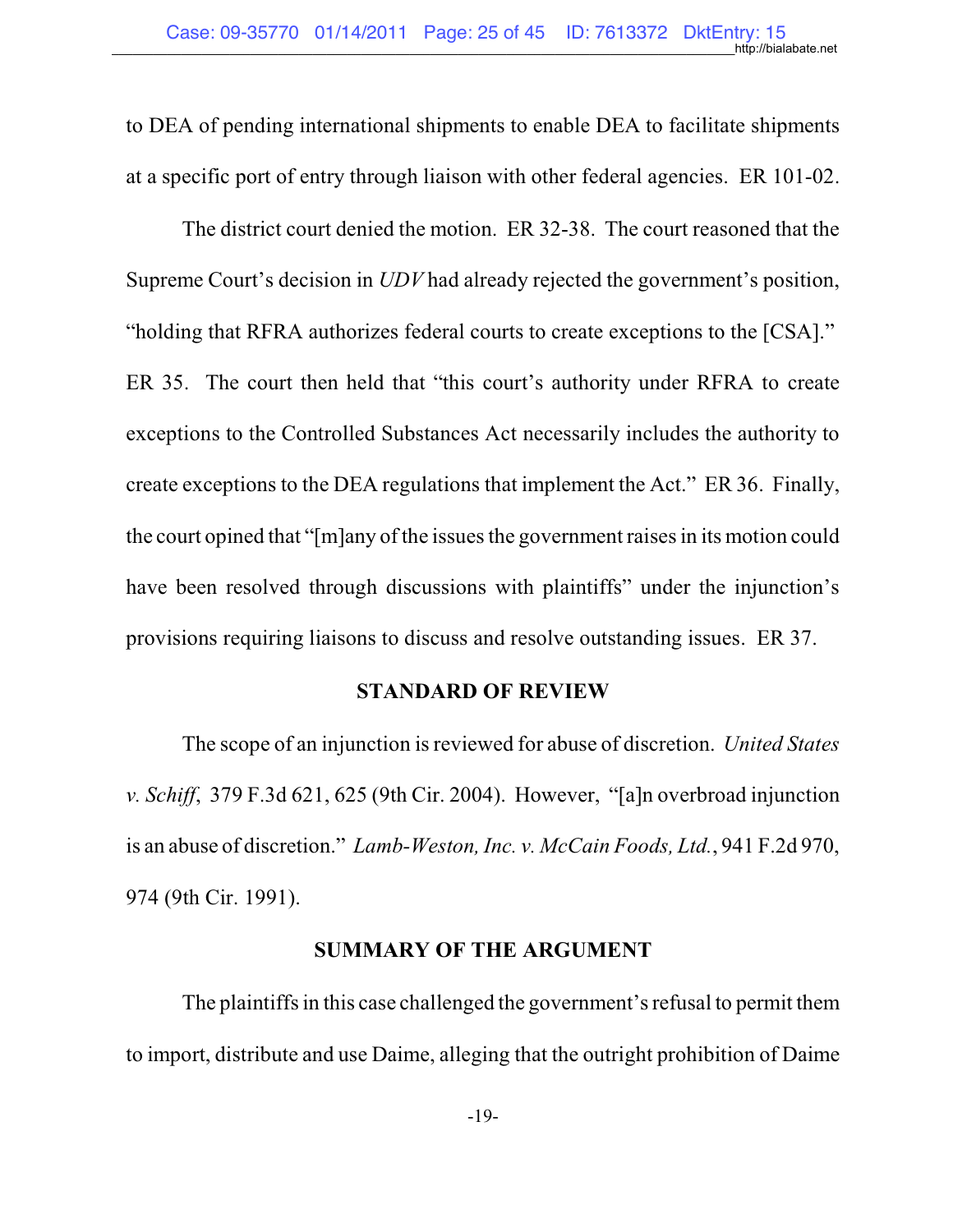to DEA of pending international shipments to enable DEA to facilitate shipments at a specific port of entry through liaison with other federal agencies. ER 101-02.

The district court denied the motion. ER 32-38. The court reasoned that the Supreme Court's decision in *UDV* had already rejected the government's position, "holding that RFRA authorizes federal courts to create exceptions to the [CSA]." ER 35. The court then held that "this court's authority under RFRA to create exceptions to the Controlled Substances Act necessarily includes the authority to create exceptions to the DEA regulations that implement the Act." ER 36. Finally, the court opined that "[m]any of the issues the government raises in its motion could have been resolved through discussions with plaintiffs" under the injunction's provisions requiring liaisons to discuss and resolve outstanding issues. ER 37.

## STANDARD OF REVIEW

The scope of an injunction is reviewed for abuse of discretion. *United States v. Schiff*, 379 F.3d 621, 625 (9th Cir. 2004). However, "[a]n overbroad injunction is an abuse of discretion." *Lamb-Weston, Inc. v. McCain Foods, Ltd.*, 941 F.2d 970, 974 (9th Cir. 1991).

## SUMMARY OF THE ARGUMENT

The plaintiffs in this case challenged the government's refusal to permit them to import, distribute and use Daime, alleging that the outright prohibition of Daime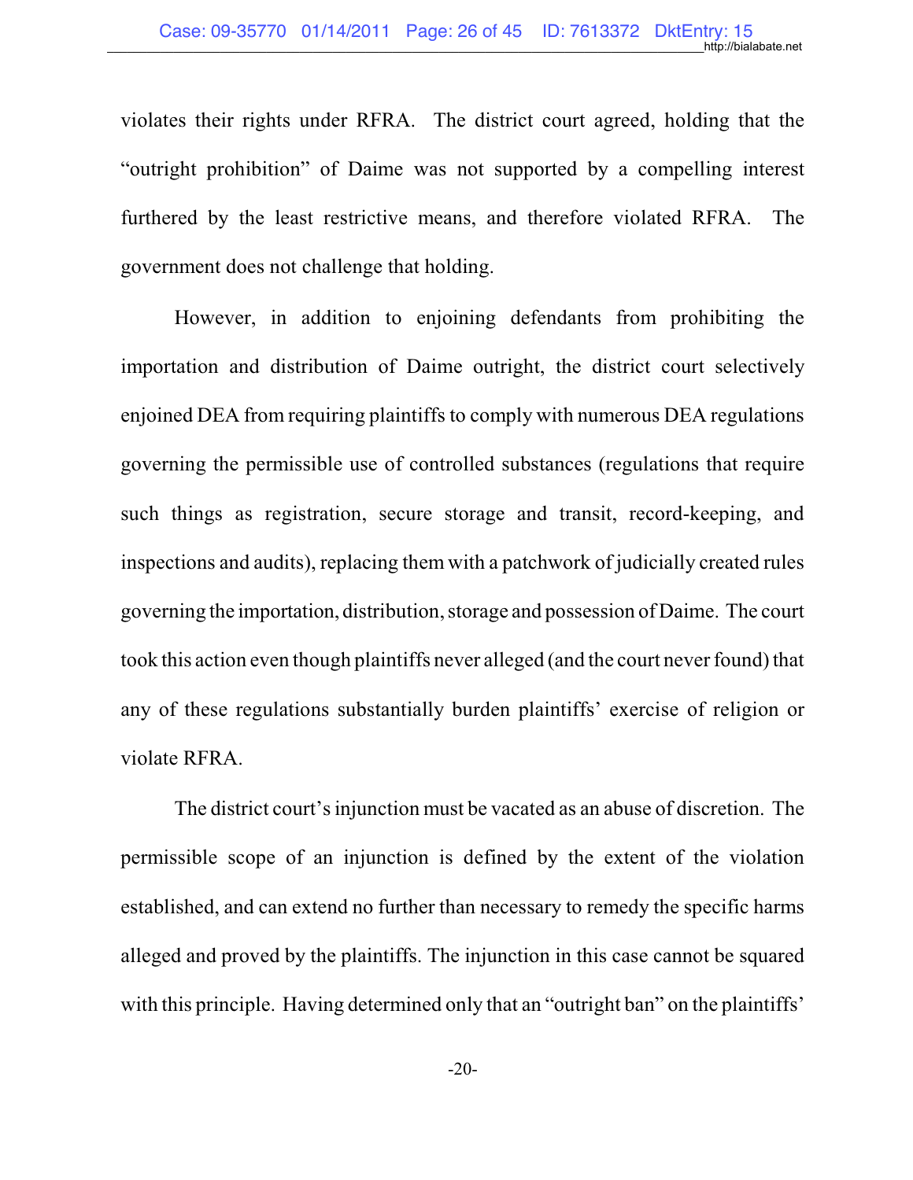violates their rights under RFRA. The district court agreed, holding that the "outright prohibition" of Daime was not supported by a compelling interest furthered by the least restrictive means, and therefore violated RFRA. The government does not challenge that holding.

However, in addition to enjoining defendants from prohibiting the importation and distribution of Daime outright, the district court selectively enjoined DEA from requiring plaintiffs to comply with numerous DEA regulations governing the permissible use of controlled substances (regulations that require such things as registration, secure storage and transit, record-keeping, and inspections and audits), replacing them with a patchwork of judicially created rules governing the importation, distribution, storage and possession of Daime. The court took this action even though plaintiffs never alleged (and the court never found) that any of these regulations substantially burden plaintiffs' exercise of religion or violate RFRA.

The district court's injunction must be vacated as an abuse of discretion. The permissible scope of an injunction is defined by the extent of the violation established, and can extend no further than necessary to remedy the specific harms alleged and proved by the plaintiffs. The injunction in this case cannot be squared with this principle. Having determined only that an "outright ban" on the plaintiffs'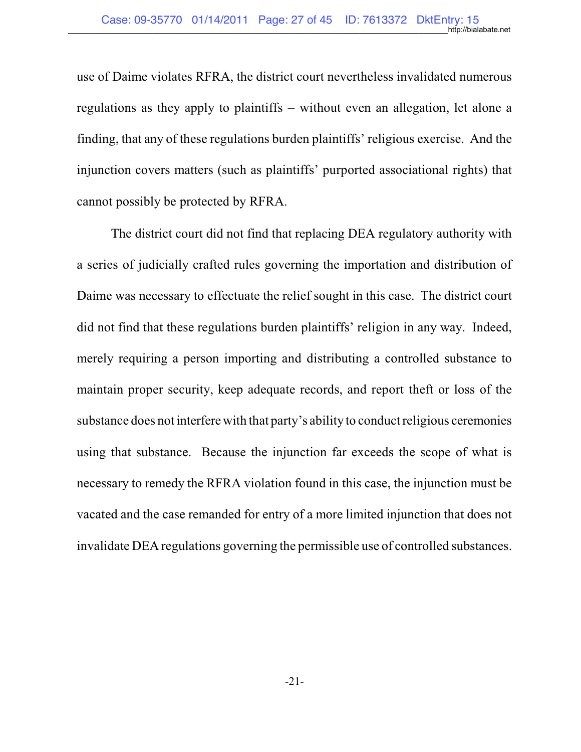use of Daime violates RFRA, the district court nevertheless invalidated numerous regulations as they apply to plaintiffs – without even an allegation, let alone a finding, that any of these regulations burden plaintiffs' religious exercise. And the injunction covers matters (such as plaintiffs' purported associational rights) that cannot possibly be protected by RFRA.

The district court did not find that replacing DEA regulatory authority with a series of judicially crafted rules governing the importation and distribution of Daime was necessary to effectuate the relief sought in this case. The district court did not find that these regulations burden plaintiffs' religion in any way. Indeed, merely requiring a person importing and distributing a controlled substance to maintain proper security, keep adequate records, and report theft or loss of the substance does not interfere with that party's ability to conduct religious ceremonies using that substance. Because the injunction far exceeds the scope of what is necessary to remedy the RFRA violation found in this case, the injunction must be vacated and the case remanded for entry of a more limited injunction that does not invalidate DEA regulations governing the permissible use of controlled substances.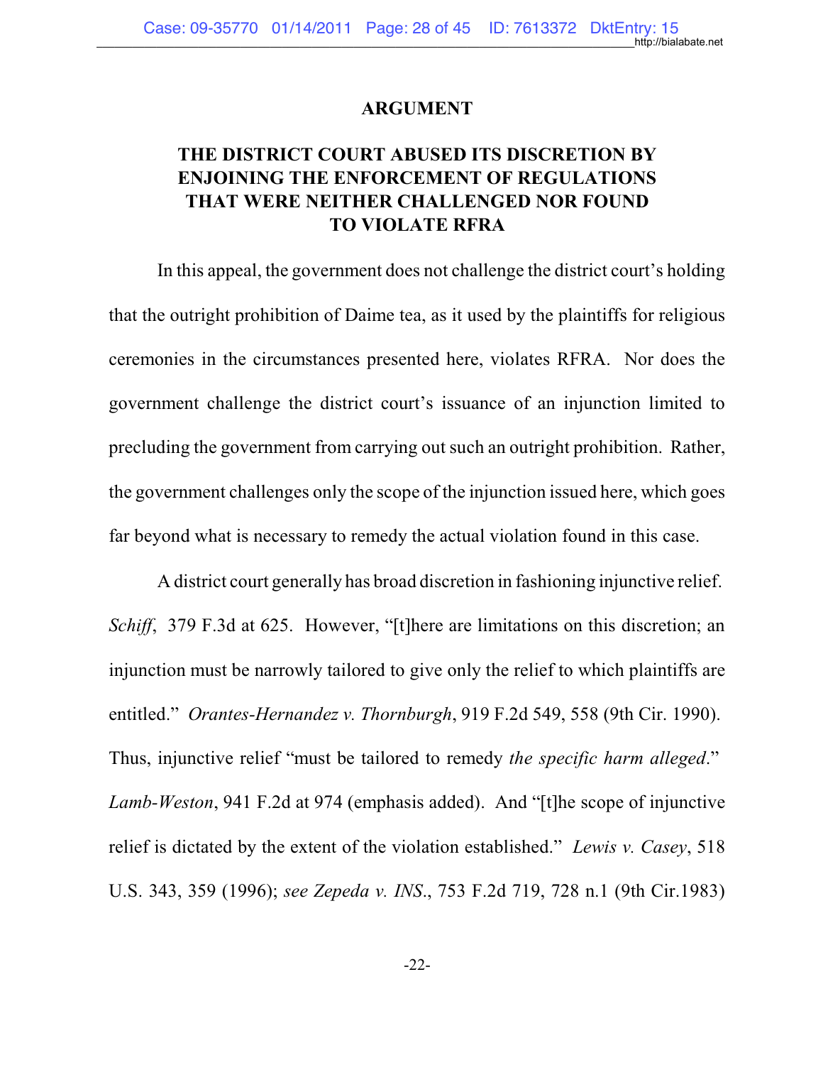## ARGUMENT

### THE DISTRICT COURT ABUSED ITS DISCRETION BY ENJOINING THE ENFORCEMENT OF REGULATIONS THAT WERE NEITHER CHALLENGED NOR FOUND TO VIOLATE RFRA

In this appeal, the government does not challenge the district court's holding that the outright prohibition of Daime tea, as it used by the plaintiffs for religious ceremonies in the circumstances presented here, violates RFRA. Nor does the government challenge the district court's issuance of an injunction limited to precluding the government from carrying out such an outright prohibition. Rather, the government challenges only the scope of the injunction issued here, which goes far beyond what is necessary to remedy the actual violation found in this case.

A district court generally has broad discretion in fashioning injunctive relief. *Schiff*, 379 F.3d at 625. However, "[t]here are limitations on this discretion; an injunction must be narrowly tailored to give only the relief to which plaintiffs are entitled." *Orantes-Hernandez v. Thornburgh*, 919 F.2d 549, 558 (9th Cir. 1990). Thus, injunctive relief "must be tailored to remedy *the specific harm alleged*." *Lamb-Weston*, 941 F.2d at 974 (emphasis added). And "[t]he scope of injunctive relief is dictated by the extent of the violation established." *Lewis v. Casey*, 518 U.S. 343, 359 (1996); *see Zepeda v. INS*., 753 F.2d 719, 728 n.1 (9th Cir.1983)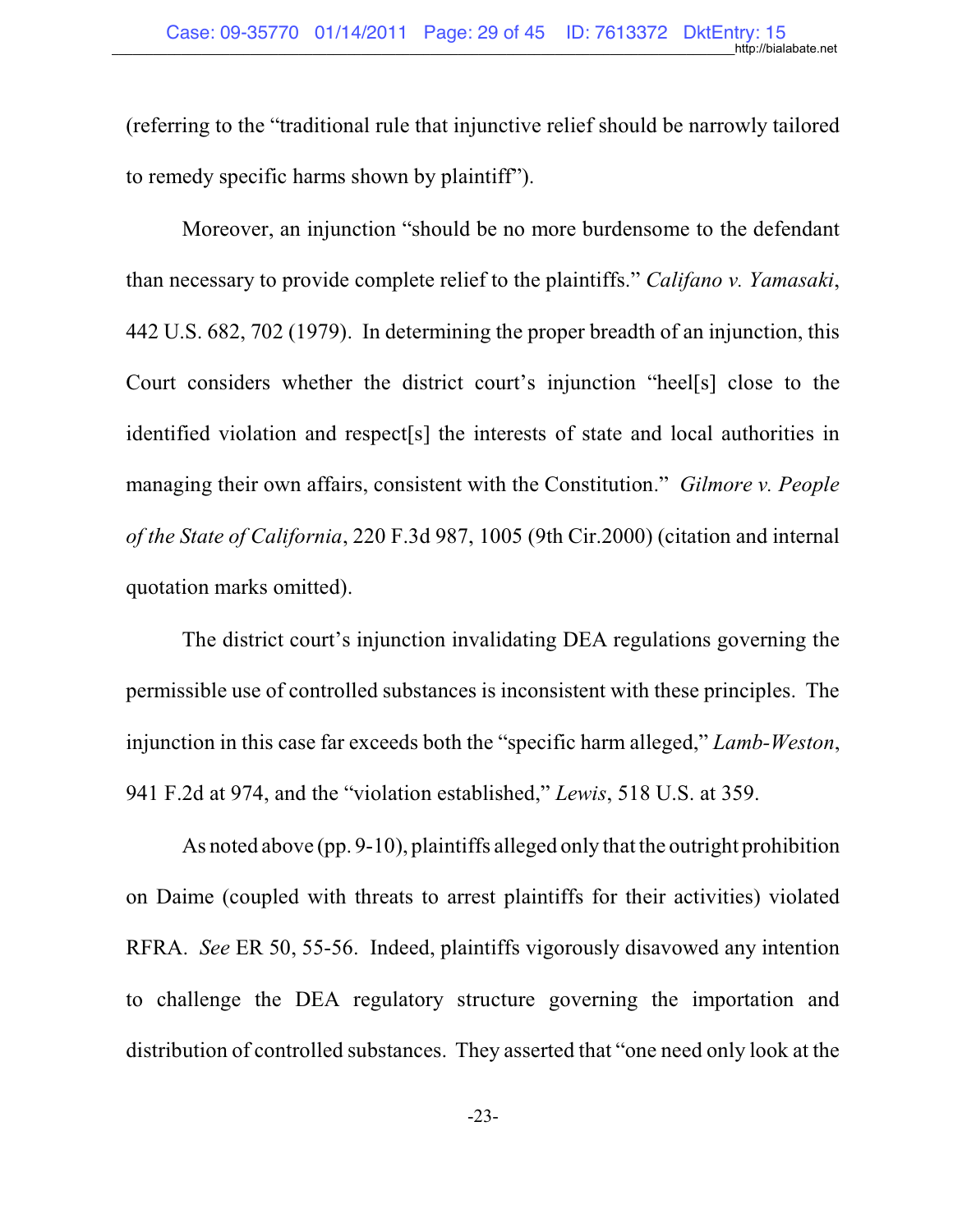(referring to the "traditional rule that injunctive relief should be narrowly tailored to remedy specific harms shown by plaintiff").

Moreover, an injunction "should be no more burdensome to the defendant than necessary to provide complete relief to the plaintiffs." *Califano v. Yamasaki*, 442 U.S. 682, 702 (1979). In determining the proper breadth of an injunction, this Court considers whether the district court's injunction "heel[s] close to the identified violation and respect[s] the interests of state and local authorities in managing their own affairs, consistent with the Constitution." *Gilmore v. People of the State of California*, 220 F.3d 987, 1005 (9th Cir.2000) (citation and internal quotation marks omitted).

The district court's injunction invalidating DEA regulations governing the permissible use of controlled substances is inconsistent with these principles. The injunction in this case far exceeds both the "specific harm alleged," *Lamb-Weston*, 941 F.2d at 974, and the "violation established," *Lewis*, 518 U.S. at 359.

As noted above (pp. 9-10), plaintiffs alleged only that the outright prohibition on Daime (coupled with threats to arrest plaintiffs for their activities) violated RFRA. *See* ER 50, 55-56. Indeed, plaintiffs vigorously disavowed any intention to challenge the DEA regulatory structure governing the importation and distribution of controlled substances. They asserted that "one need only look at the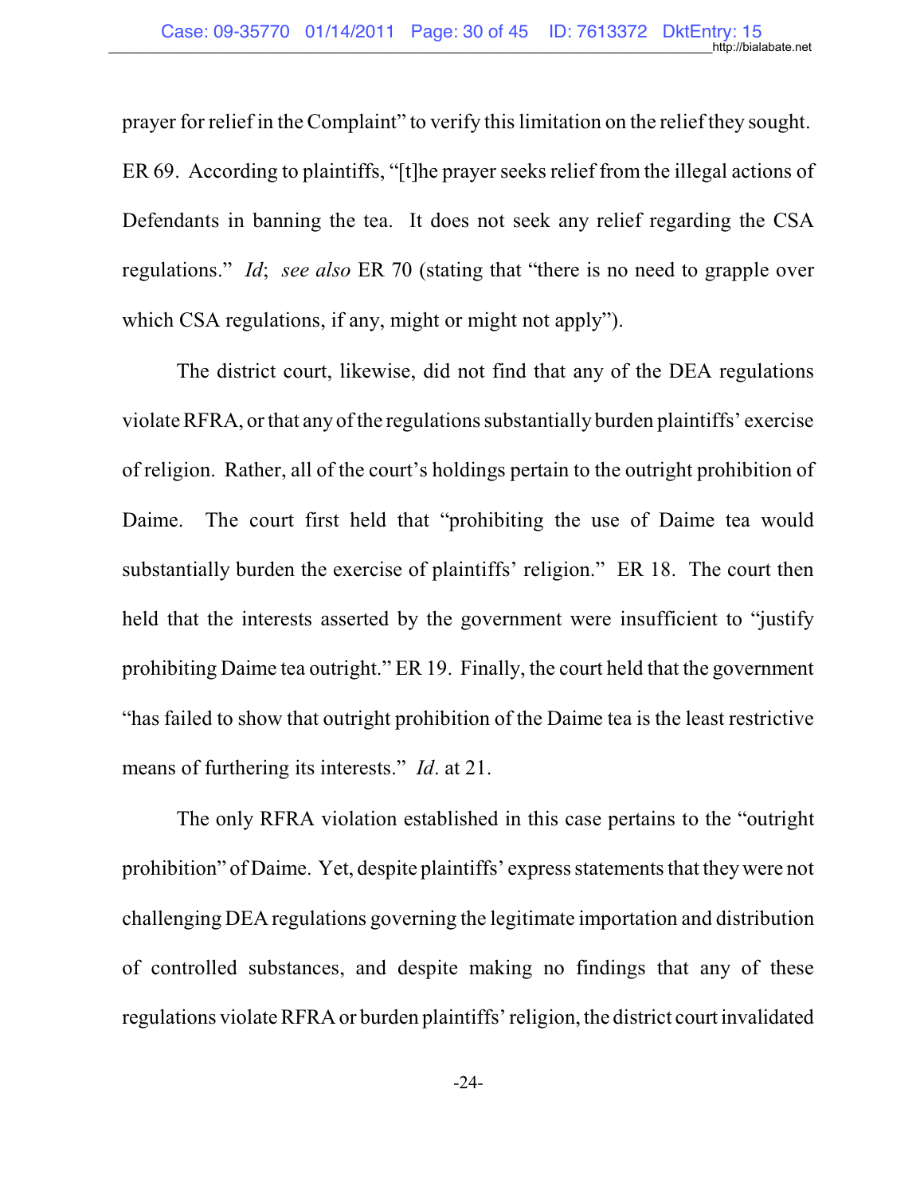prayer for relief in the Complaint" to verify this limitation on the relief they sought. ER 69. According to plaintiffs, "[t]he prayer seeks relief from the illegal actions of Defendants in banning the tea. It does not seek any relief regarding the CSA regulations." *Id*; *see also* ER 70 (stating that "there is no need to grapple over which CSA regulations, if any, might or might not apply").

The district court, likewise, did not find that any of the DEA regulations violate RFRA, or that any of the regulations substantially burden plaintiffs' exercise of religion. Rather, all of the court's holdings pertain to the outright prohibition of Daime. The court first held that "prohibiting the use of Daime tea would substantially burden the exercise of plaintiffs' religion." ER 18. The court then held that the interests asserted by the government were insufficient to "justify prohibiting Daime tea outright." ER 19. Finally, the court held that the government "has failed to show that outright prohibition of the Daime tea is the least restrictive means of furthering its interests." *Id*. at 21.

The only RFRA violation established in this case pertains to the "outright prohibition" of Daime. Yet, despite plaintiffs' express statements that they were not challenging DEA regulations governing the legitimate importation and distribution of controlled substances, and despite making no findings that any of these regulations violate RFRA or burden plaintiffs' religion, the district court invalidated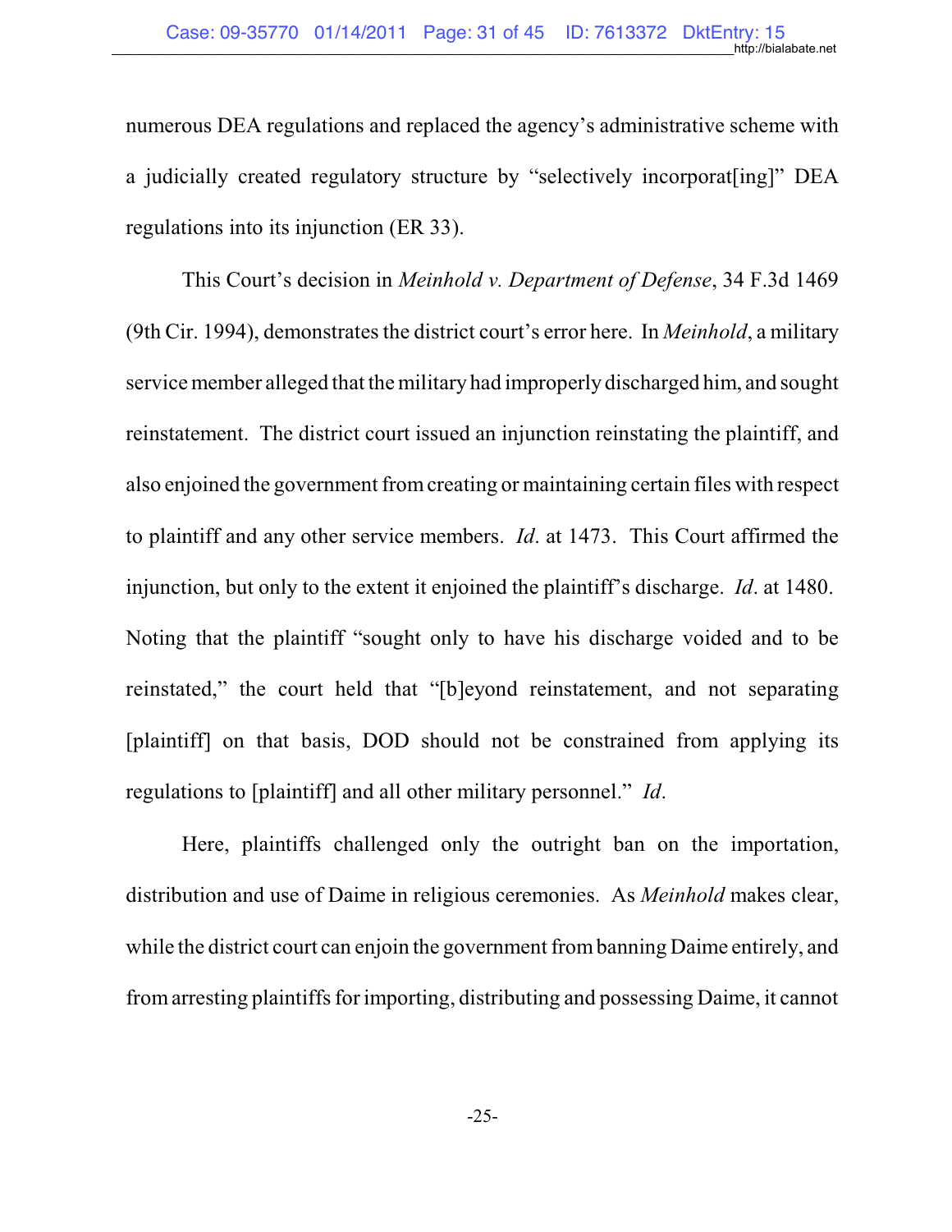numerous DEA regulations and replaced the agency's administrative scheme with a judicially created regulatory structure by "selectively incorporat[ing]" DEA regulations into its injunction (ER 33).

This Court's decision in *Meinhold v. Department of Defense*, 34 F.3d 1469 (9th Cir. 1994), demonstrates the district court's error here. In *Meinhold*, a military service member alleged that the military had improperly discharged him, and sought reinstatement. The district court issued an injunction reinstating the plaintiff, and also enjoined the government from creating or maintaining certain files with respect to plaintiff and any other service members. *Id*. at 1473. This Court affirmed the injunction, but only to the extent it enjoined the plaintiff's discharge. *Id*. at 1480. Noting that the plaintiff "sought only to have his discharge voided and to be reinstated," the court held that "[b]eyond reinstatement, and not separating [plaintiff] on that basis, DOD should not be constrained from applying its regulations to [plaintiff] and all other military personnel." *Id*.

Here, plaintiffs challenged only the outright ban on the importation, distribution and use of Daime in religious ceremonies. As *Meinhold* makes clear, while the district court can enjoin the government from banning Daime entirely, and from arresting plaintiffs for importing, distributing and possessing Daime, it cannot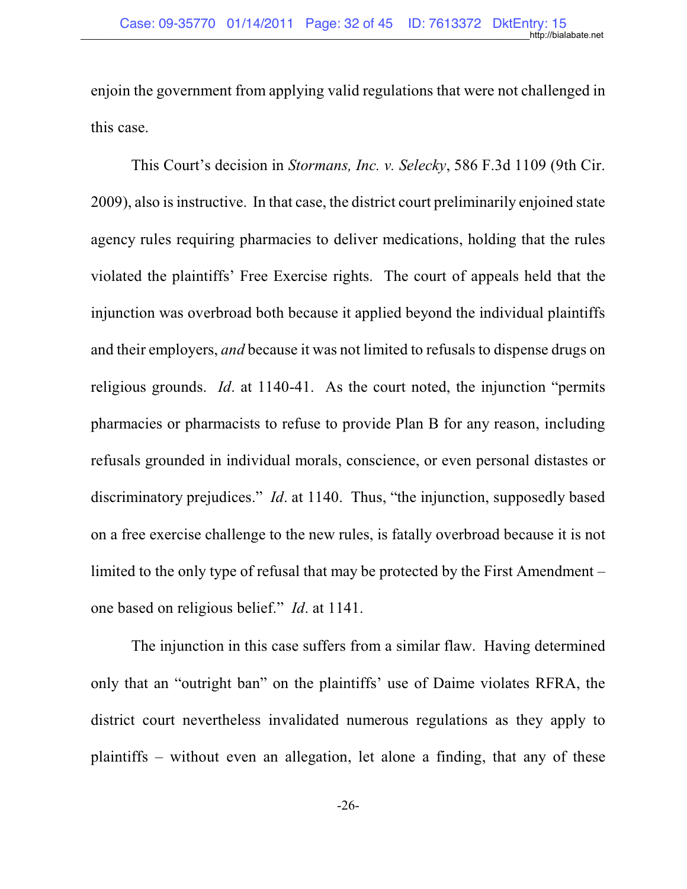enjoin the government from applying valid regulations that were not challenged in this case.

This Court's decision in *Stormans, Inc. v. Selecky*, 586 F.3d 1109 (9th Cir. 2009), also is instructive. In that case, the district court preliminarily enjoined state agency rules requiring pharmacies to deliver medications, holding that the rules violated the plaintiffs' Free Exercise rights. The court of appeals held that the injunction was overbroad both because it applied beyond the individual plaintiffs and their employers, *and* because it was not limited to refusals to dispense drugs on religious grounds. *Id*. at 1140-41. As the court noted, the injunction "permits pharmacies or pharmacists to refuse to provide Plan B for any reason, including refusals grounded in individual morals, conscience, or even personal distastes or discriminatory prejudices." *Id*. at 1140. Thus, "the injunction, supposedly based on a free exercise challenge to the new rules, is fatally overbroad because it is not limited to the only type of refusal that may be protected by the First Amendment – one based on religious belief." *Id*. at 1141.

The injunction in this case suffers from a similar flaw. Having determined only that an "outright ban" on the plaintiffs' use of Daime violates RFRA, the district court nevertheless invalidated numerous regulations as they apply to plaintiffs – without even an allegation, let alone a finding, that any of these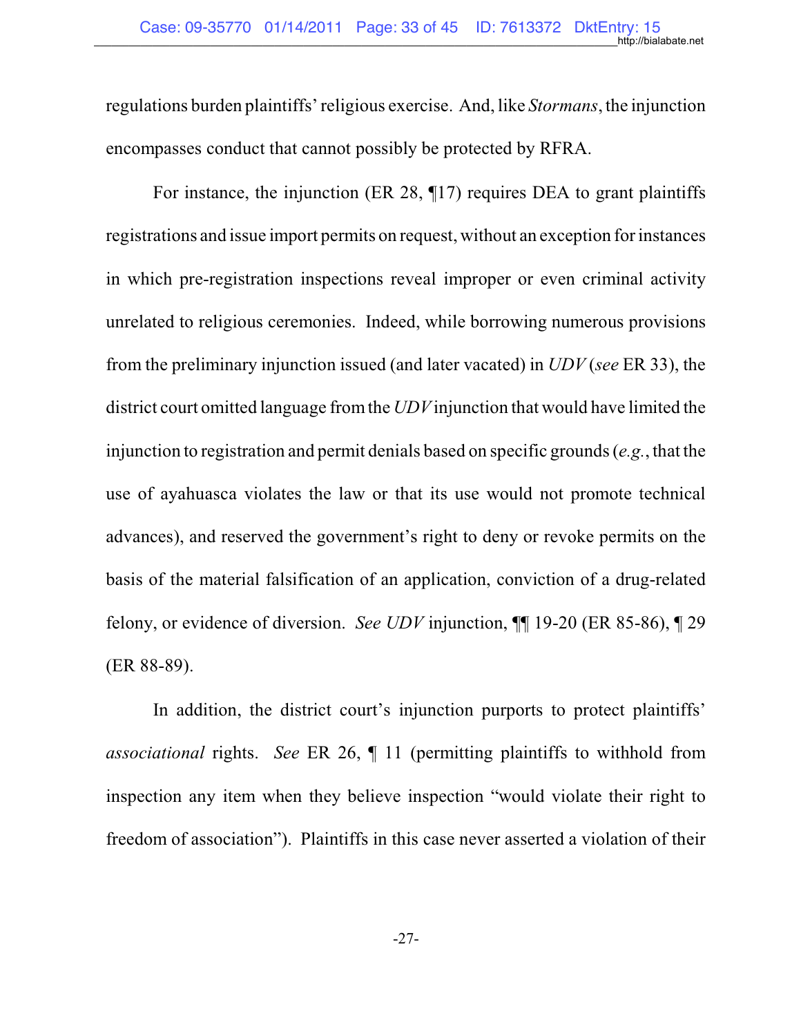regulations burden plaintiffs' religious exercise. And, like *Stormans*, the injunction encompasses conduct that cannot possibly be protected by RFRA.

For instance, the injunction (ER 28, ¶17) requires DEA to grant plaintiffs registrations and issue import permits on request, without an exception for instances in which pre-registration inspections reveal improper or even criminal activity unrelated to religious ceremonies. Indeed, while borrowing numerous provisions from the preliminary injunction issued (and later vacated) in *UDV* (*see* ER 33), the district court omitted language from the *UDV* injunction that would have limited the injunction to registration and permit denials based on specific grounds (*e.g.*, that the use of ayahuasca violates the law or that its use would not promote technical advances), and reserved the government's right to deny or revoke permits on the basis of the material falsification of an application, conviction of a drug-related felony, or evidence of diversion. *See UDV* injunction, ¶¶ 19-20 (ER 85-86), ¶ 29 (ER 88-89).

In addition, the district court's injunction purports to protect plaintiffs' *associational* rights. *See* ER 26, ¶ 11 (permitting plaintiffs to withhold from inspection any item when they believe inspection "would violate their right to freedom of association"). Plaintiffs in this case never asserted a violation of their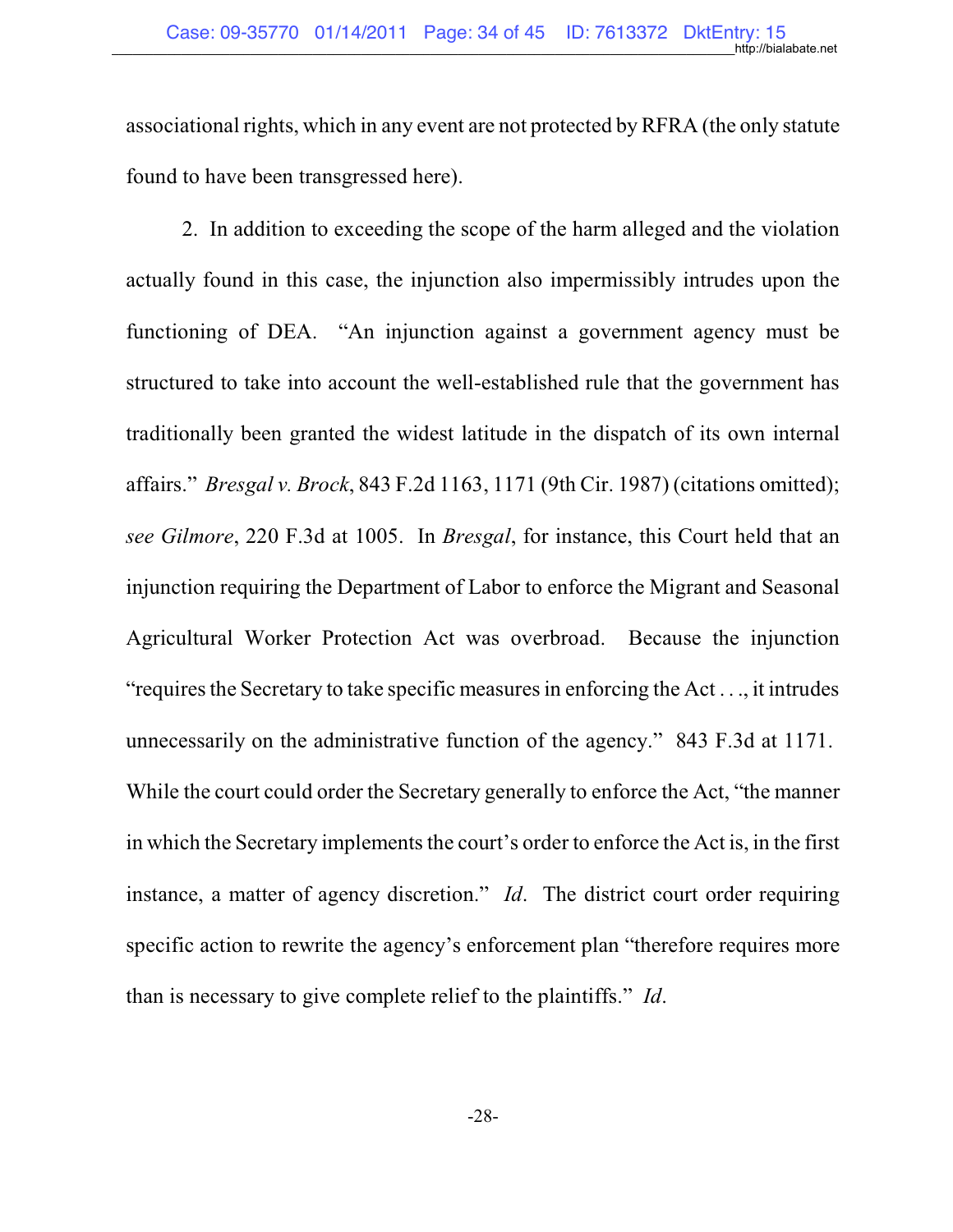associational rights, which in any event are not protected by RFRA (the only statute found to have been transgressed here).

2. In addition to exceeding the scope of the harm alleged and the violation actually found in this case, the injunction also impermissibly intrudes upon the functioning of DEA. "An injunction against a government agency must be structured to take into account the well-established rule that the government has traditionally been granted the widest latitude in the dispatch of its own internal affairs." *Bresgal v. Brock*, 843 F.2d 1163, 1171 (9th Cir. 1987) (citations omitted); *see Gilmore*, 220 F.3d at 1005. In *Bresgal*, for instance, this Court held that an injunction requiring the Department of Labor to enforce the Migrant and Seasonal Agricultural Worker Protection Act was overbroad. Because the injunction "requires the Secretary to take specific measures in enforcing the Act . . ., it intrudes unnecessarily on the administrative function of the agency." 843 F.3d at 1171. While the court could order the Secretary generally to enforce the Act, "the manner in which the Secretary implements the court's order to enforce the Act is, in the first instance, a matter of agency discretion." *Id*. The district court order requiring specific action to rewrite the agency's enforcement plan "therefore requires more than is necessary to give complete relief to the plaintiffs." *Id*.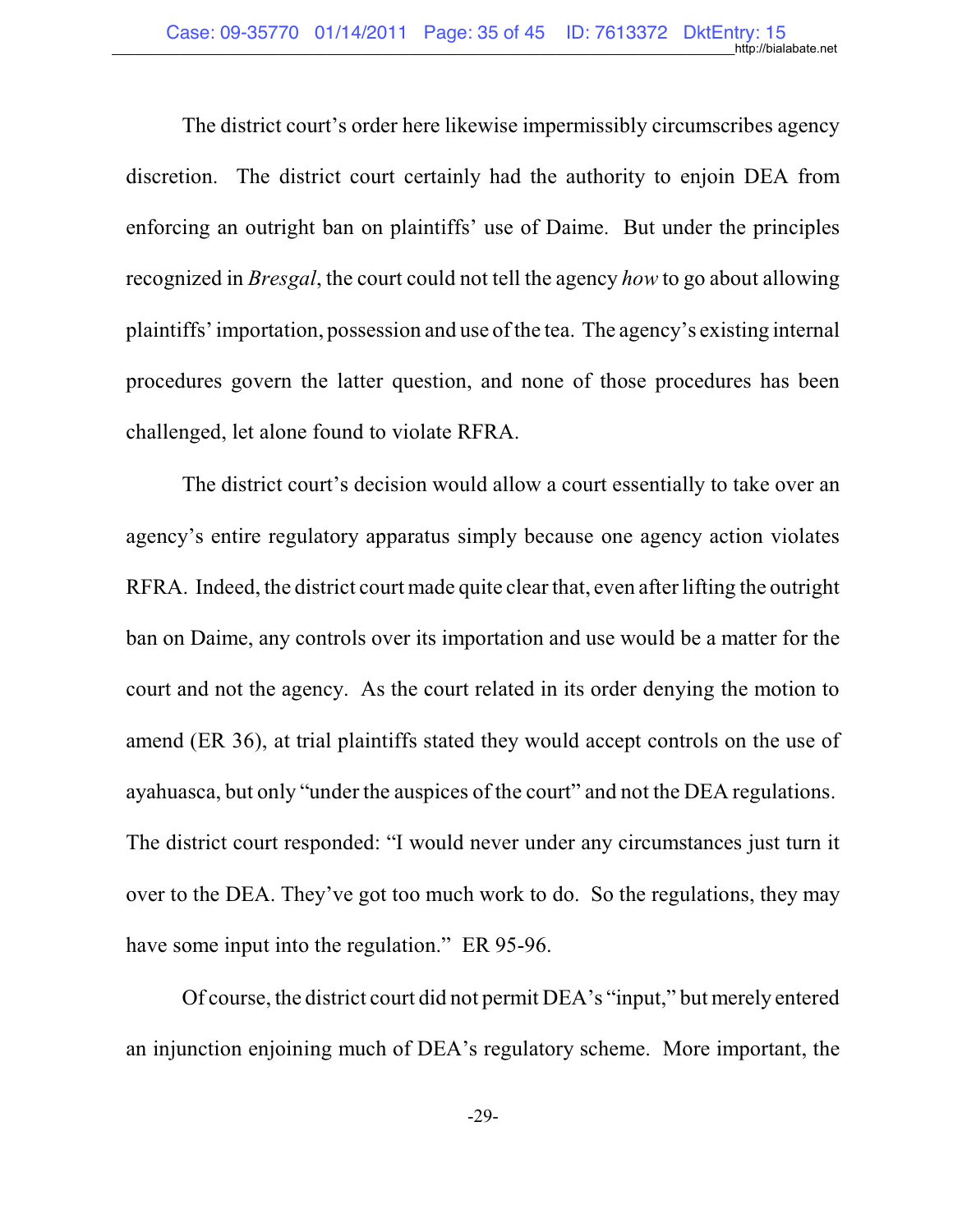The district court's order here likewise impermissibly circumscribes agency discretion. The district court certainly had the authority to enjoin DEA from enforcing an outright ban on plaintiffs' use of Daime. But under the principles recognized in *Bresgal*, the court could not tell the agency *how* to go about allowing plaintiffs' importation, possession and use of the tea. The agency's existing internal procedures govern the latter question, and none of those procedures has been challenged, let alone found to violate RFRA.

The district court's decision would allow a court essentially to take over an agency's entire regulatory apparatus simply because one agency action violates RFRA. Indeed, the district court made quite clear that, even after lifting the outright ban on Daime, any controls over its importation and use would be a matter for the court and not the agency. As the court related in its order denying the motion to amend (ER 36), at trial plaintiffs stated they would accept controls on the use of ayahuasca, but only "under the auspices of the court" and not the DEA regulations. The district court responded: "I would never under any circumstances just turn it over to the DEA. They've got too much work to do. So the regulations, they may have some input into the regulation." ER 95-96.

Of course, the district court did not permit DEA's "input," but merely entered an injunction enjoining much of DEA's regulatory scheme. More important, the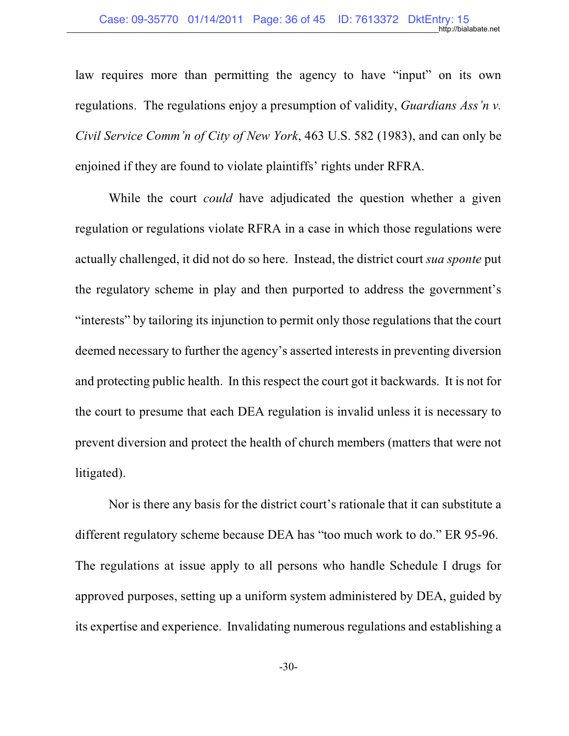law requires more than permitting the agency to have "input" on its own regulations. The regulations enjoy a presumption of validity, *Guardians Ass'n v. Civil Service Comm'n of City of New York*, 463 U.S. 582 (1983), and can only be enjoined if they are found to violate plaintiffs' rights under RFRA.

While the court *could* have adjudicated the question whether a given regulation or regulations violate RFRA in a case in which those regulations were actually challenged, it did not do so here. Instead, the district court *sua sponte* put the regulatory scheme in play and then purported to address the government's "interests" by tailoring its injunction to permit only those regulations that the court deemed necessary to further the agency's asserted interests in preventing diversion and protecting public health. In this respect the court got it backwards. It is not for the court to presume that each DEA regulation is invalid unless it is necessary to prevent diversion and protect the health of church members (matters that were not litigated).

Nor is there any basis for the district court's rationale that it can substitute a different regulatory scheme because DEA has "too much work to do." ER 95-96. The regulations at issue apply to all persons who handle Schedule I drugs for approved purposes, setting up a uniform system administered by DEA, guided by its expertise and experience. Invalidating numerous regulations and establishing a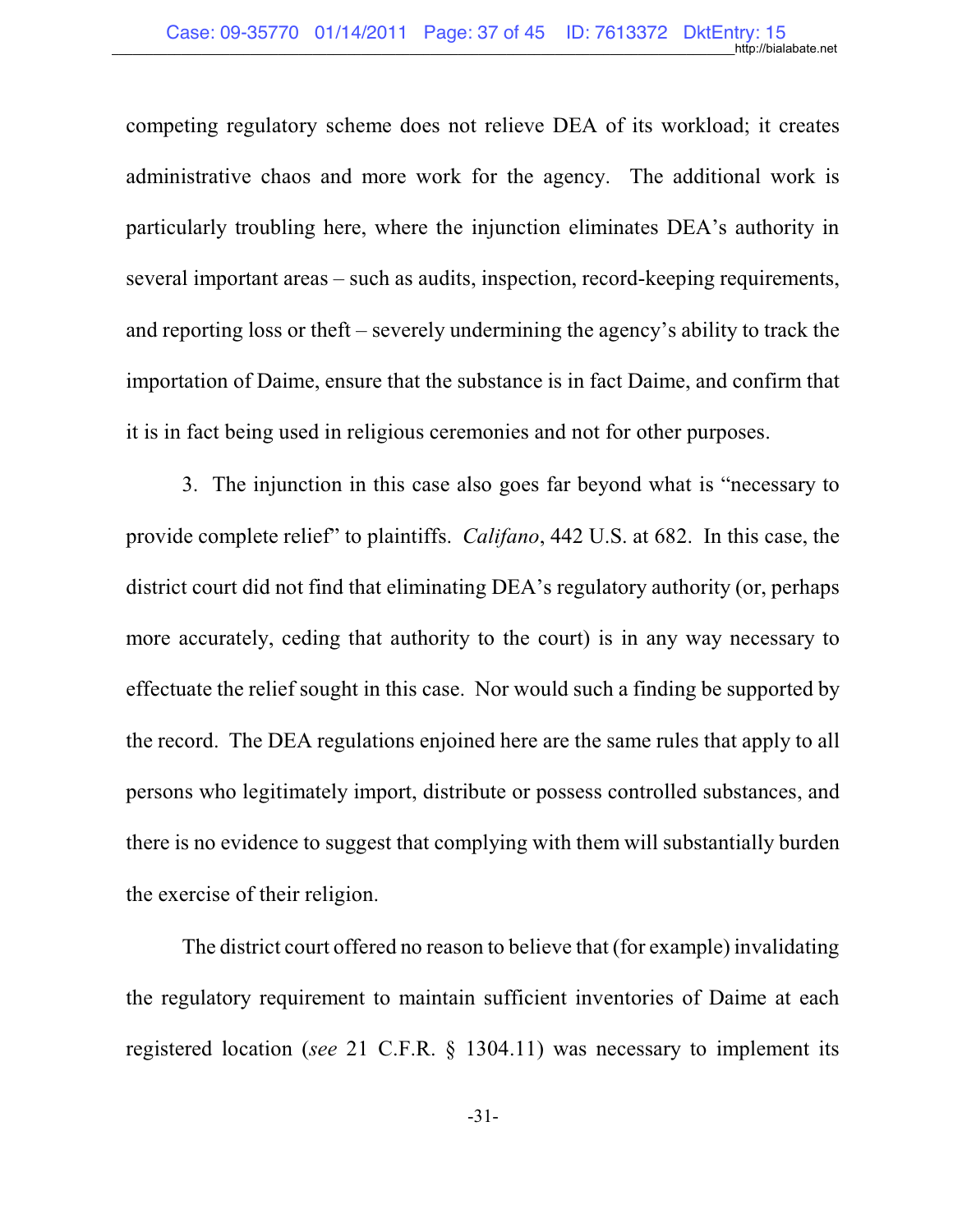competing regulatory scheme does not relieve DEA of its workload; it creates administrative chaos and more work for the agency. The additional work is particularly troubling here, where the injunction eliminates DEA's authority in several important areas – such as audits, inspection, record-keeping requirements, and reporting loss or theft – severely undermining the agency's ability to track the importation of Daime, ensure that the substance is in fact Daime, and confirm that it is in fact being used in religious ceremonies and not for other purposes.

3. The injunction in this case also goes far beyond what is "necessary to provide complete relief" to plaintiffs. *Califano*, 442 U.S. at 682. In this case, the district court did not find that eliminating DEA's regulatory authority (or, perhaps more accurately, ceding that authority to the court) is in any way necessary to effectuate the relief sought in this case. Nor would such a finding be supported by the record. The DEA regulations enjoined here are the same rules that apply to all persons who legitimately import, distribute or possess controlled substances, and there is no evidence to suggest that complying with them will substantially burden the exercise of their religion.

The district court offered no reason to believe that (for example) invalidating the regulatory requirement to maintain sufficient inventories of Daime at each registered location (*see* 21 C.F.R. § 1304.11) was necessary to implement its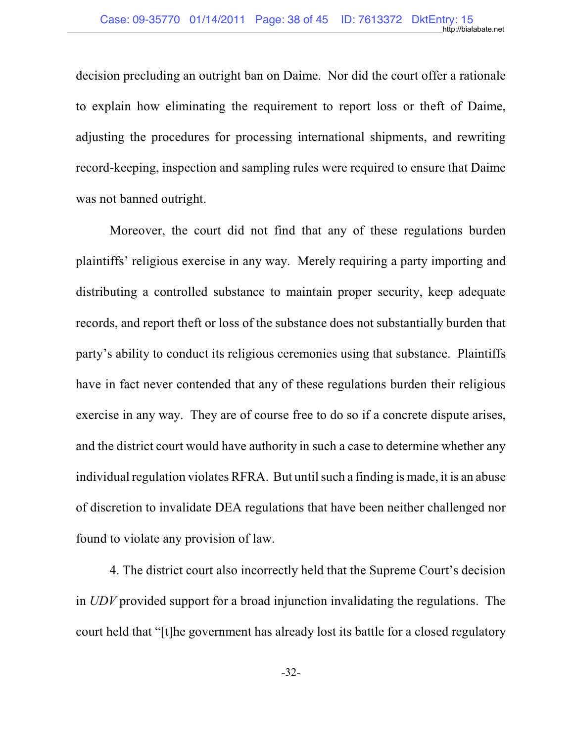decision precluding an outright ban on Daime. Nor did the court offer a rationale to explain how eliminating the requirement to report loss or theft of Daime, adjusting the procedures for processing international shipments, and rewriting record-keeping, inspection and sampling rules were required to ensure that Daime was not banned outright.

Moreover, the court did not find that any of these regulations burden plaintiffs' religious exercise in any way. Merely requiring a party importing and distributing a controlled substance to maintain proper security, keep adequate records, and report theft or loss of the substance does not substantially burden that party's ability to conduct its religious ceremonies using that substance. Plaintiffs have in fact never contended that any of these regulations burden their religious exercise in any way. They are of course free to do so if a concrete dispute arises, and the district court would have authority in such a case to determine whether any individual regulation violates RFRA. But until such a finding is made, it is an abuse of discretion to invalidate DEA regulations that have been neither challenged nor found to violate any provision of law.

4. The district court also incorrectly held that the Supreme Court's decision in *UDV* provided support for a broad injunction invalidating the regulations. The court held that "[t]he government has already lost its battle for a closed regulatory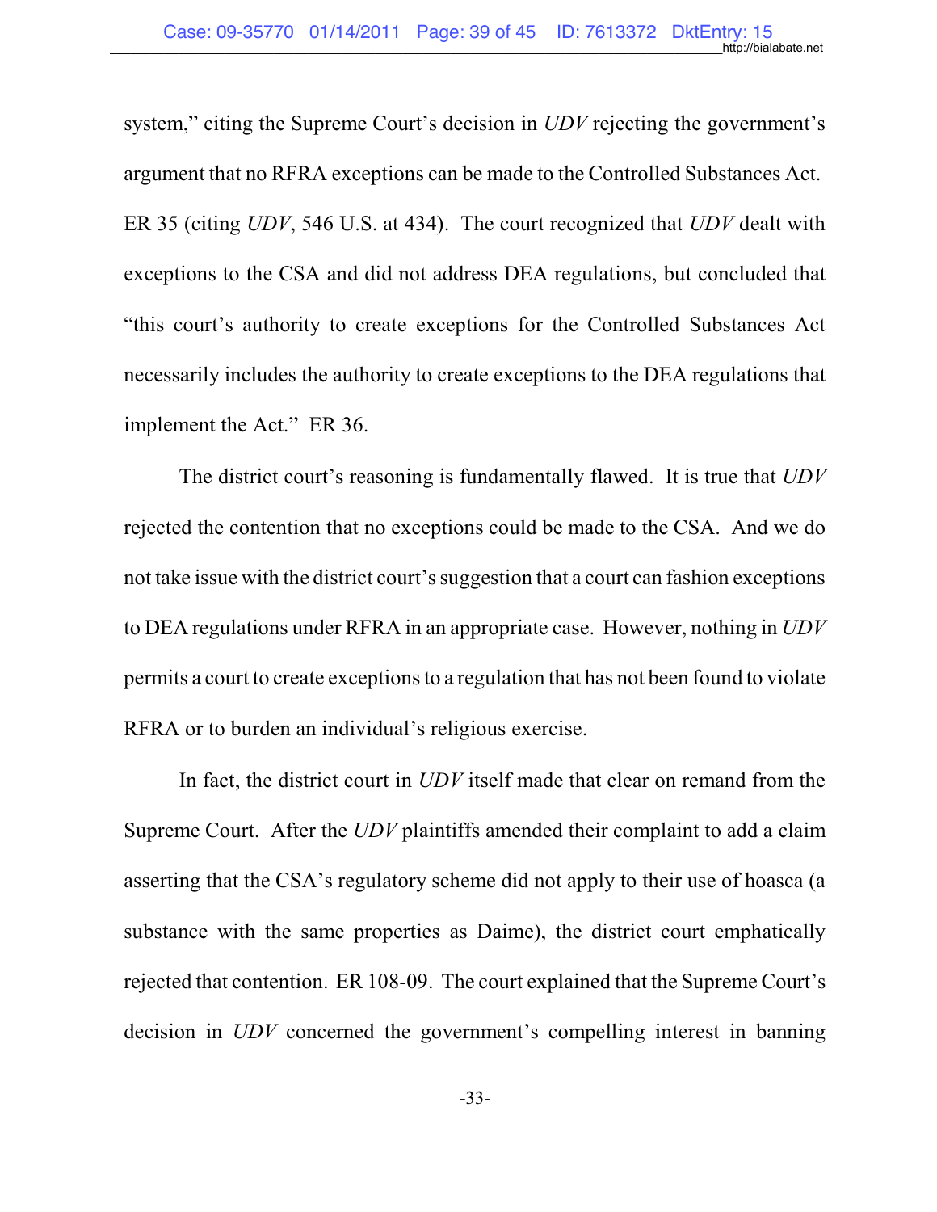system," citing the Supreme Court's decision in *UDV* rejecting the government's argument that no RFRA exceptions can be made to the Controlled Substances Act. ER 35 (citing *UDV*, 546 U.S. at 434). The court recognized that *UDV* dealt with exceptions to the CSA and did not address DEA regulations, but concluded that "this court's authority to create exceptions for the Controlled Substances Act necessarily includes the authority to create exceptions to the DEA regulations that implement the Act." ER 36.

The district court's reasoning is fundamentally flawed. It is true that *UDV* rejected the contention that no exceptions could be made to the CSA. And we do not take issue with the district court's suggestion that a court can fashion exceptions to DEA regulations under RFRA in an appropriate case. However, nothing in *UDV* permits a court to create exceptions to a regulation that has not been found to violate RFRA or to burden an individual's religious exercise.

In fact, the district court in *UDV* itself made that clear on remand from the Supreme Court. After the *UDV* plaintiffs amended their complaint to add a claim asserting that the CSA's regulatory scheme did not apply to their use of hoasca (a substance with the same properties as Daime), the district court emphatically rejected that contention. ER 108-09. The court explained that the Supreme Court's decision in *UDV* concerned the government's compelling interest in banning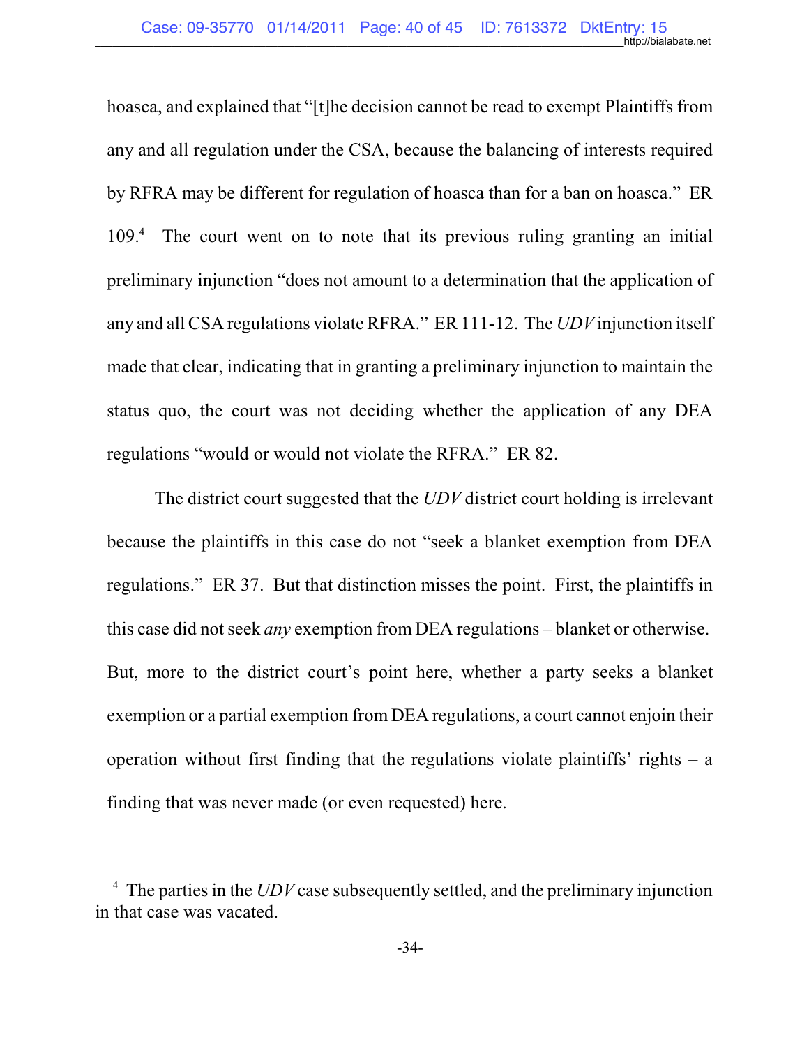hoasca, and explained that "[t]he decision cannot be read to exempt Plaintiffs from any and all regulation under the CSA, because the balancing of interests required by RFRA may be different for regulation of hoasca than for a ban on hoasca." ER 109.[4] The court went on to note that its previous ruling granting an initial preliminary injunction "does not amount to a determination that the application of any and all CSA regulations violate RFRA." ER 111-12. The *UDV* injunction itself made that clear, indicating that in granting a preliminary injunction to maintain the status quo, the court was not deciding whether the application of any DEA regulations "would or would not violate the RFRA." ER 82.

The district court suggested that the *UDV* district court holding is irrelevant because the plaintiffs in this case do not "seek a blanket exemption from DEA regulations." ER 37. But that distinction misses the point. First, the plaintiffs in this case did not seek *any* exemption from DEA regulations – blanket or otherwise. But, more to the district court's point here, whether a party seeks a blanket exemption or a partial exemption from DEA regulations, a court cannot enjoin their operation without first finding that the regulations violate plaintiffs' rights – a finding that was never made (or even requested) here.

---

[4] The parties in the *UDV* case subsequently settled, and the preliminary injunction in that case was vacated.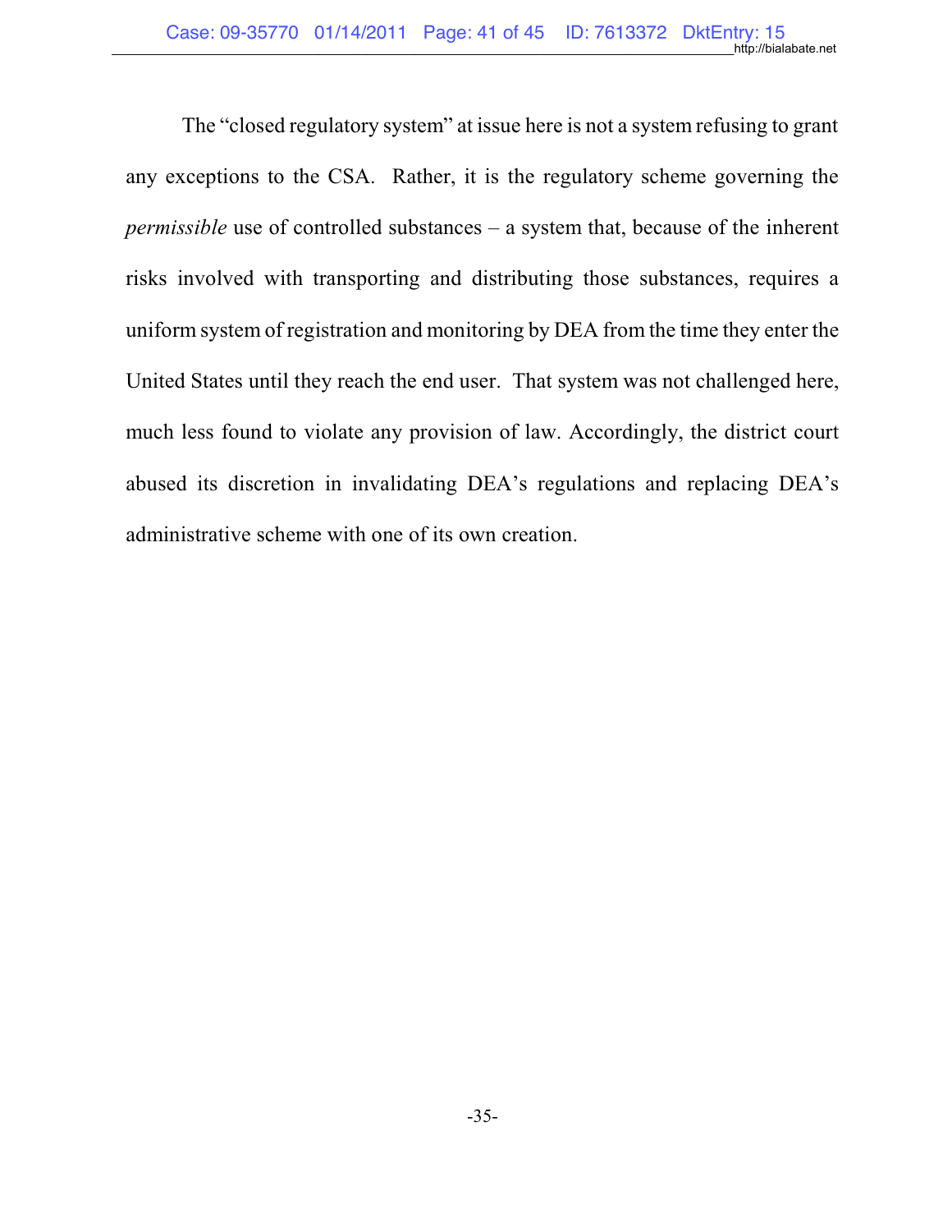The "closed regulatory system" at issue here is not a system refusing to grant any exceptions to the CSA. Rather, it is the regulatory scheme governing the *permissible* use of controlled substances – a system that, because of the inherent risks involved with transporting and distributing those substances, requires a uniform system of registration and monitoring by DEA from the time they enter the United States until they reach the end user. That system was not challenged here, much less found to violate any provision of law. Accordingly, the district court abused its discretion in invalidating DEA's regulations and replacing DEA's administrative scheme with one of its own creation.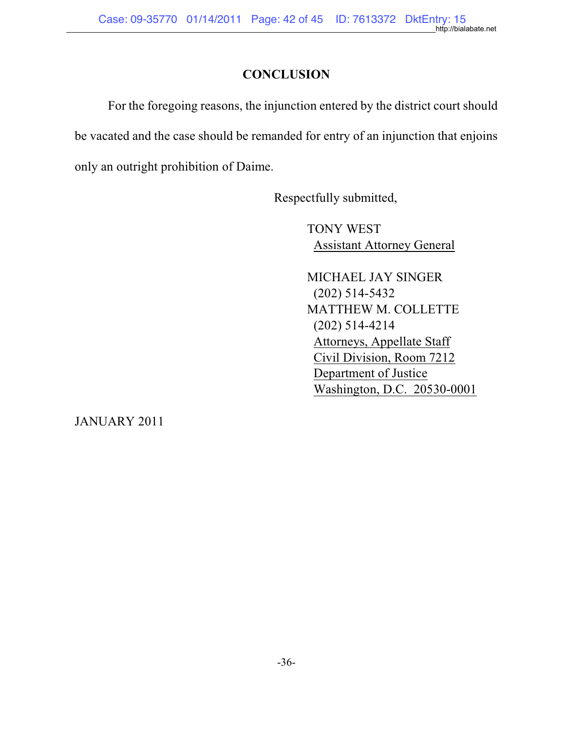## CONCLUSION

For the foregoing reasons, the injunction entered by the district court should be vacated and the case should be remanded for entry of an injunction that enjoins only an outright prohibition of Daime.

Respectfully submitted,

TONY WEST
Assistant Attorney General

MICHAEL JAY SINGER
(202) 514-5432
MATTHEW M. COLLETTE
(202) 514-4214
Attorneys, Appellate Staff
Civil Division, Room 7212
Department of Justice
Washington, D.C. 20530-0001

JANUARY 2011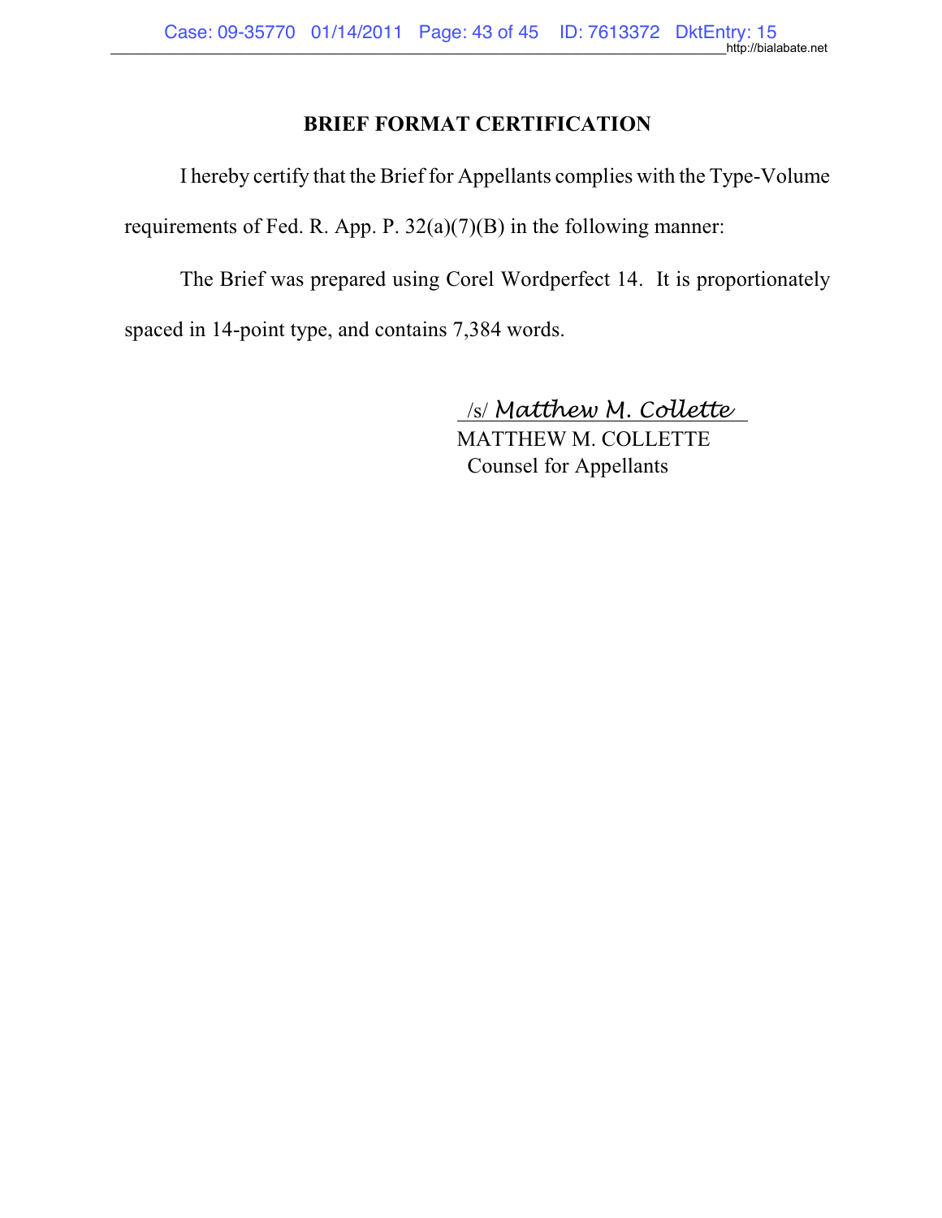## BRIEF FORMAT CERTIFICATION

I hereby certify that the Brief for Appellants complies with the Type-Volume requirements of Fed. R. App. P. 32(a)(7)(B) in the following manner:

The Brief was prepared using Corel Wordperfect 14. It is proportionately spaced in 14-point type, and contains 7,384 words.

/s/ *Matthew M. Collette*
MATTHEW M. COLLETTE
Counsel for Appellants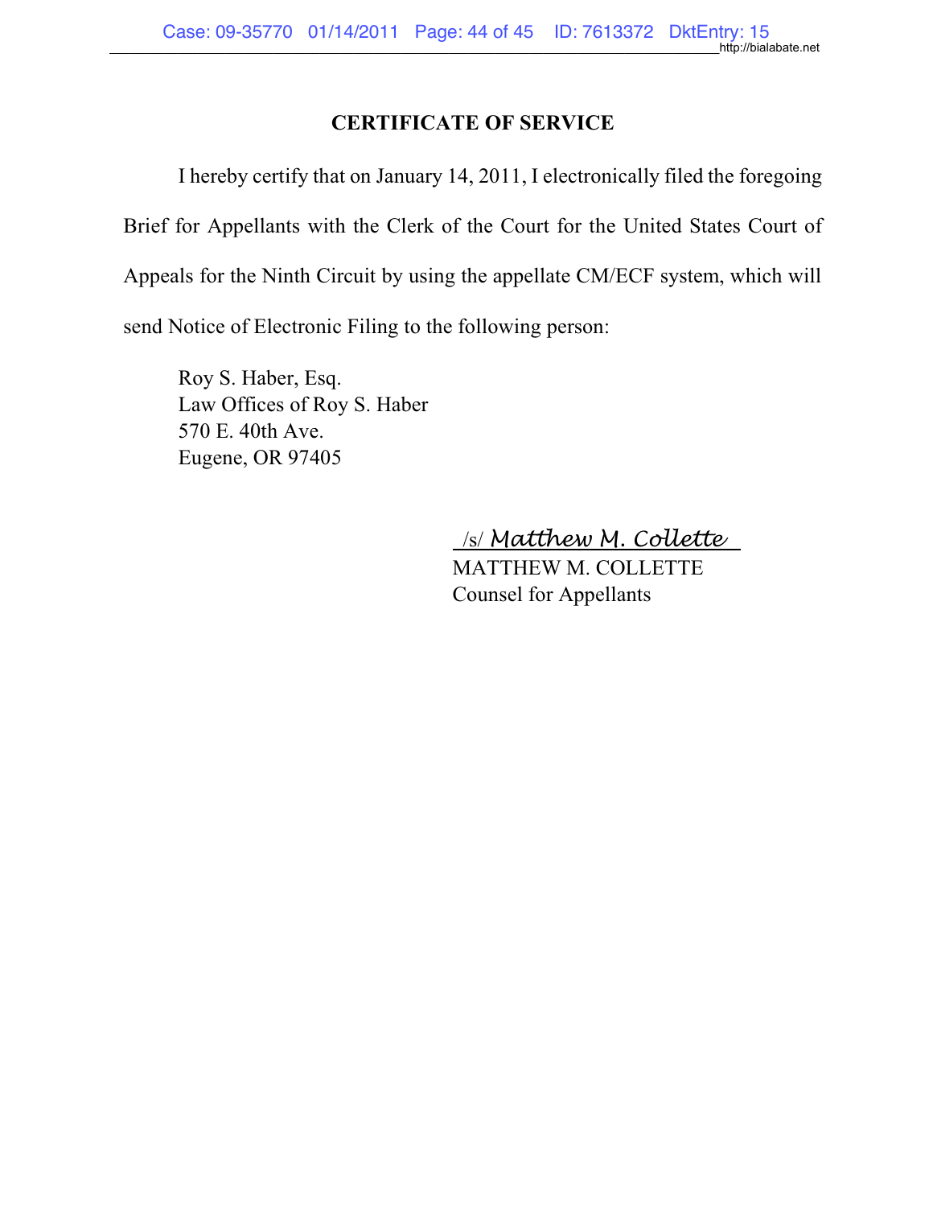## CERTIFICATE OF SERVICE

I hereby certify that on January 14, 2011, I electronically filed the foregoing Brief for Appellants with the Clerk of the Court for the United States Court of Appeals for the Ninth Circuit by using the appellate CM/ECF system, which will send Notice of Electronic Filing to the following person:

Roy S. Haber, Esq.
Law Offices of Roy S. Haber
570 E. 40th Ave.
Eugene, OR 97405

/s/ *Matthew M. Collette*
MATTHEW M. COLLETTE
Counsel for Appellants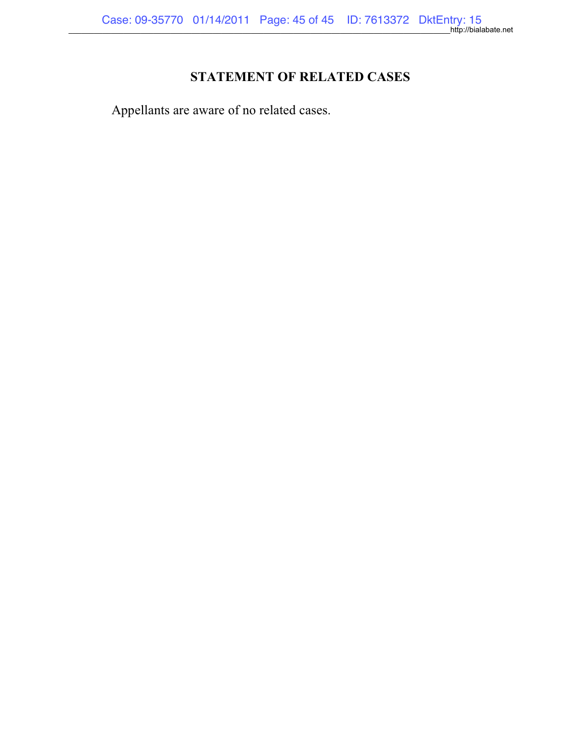## STATEMENT OF RELATED CASES

Appellants are aware of no related cases.